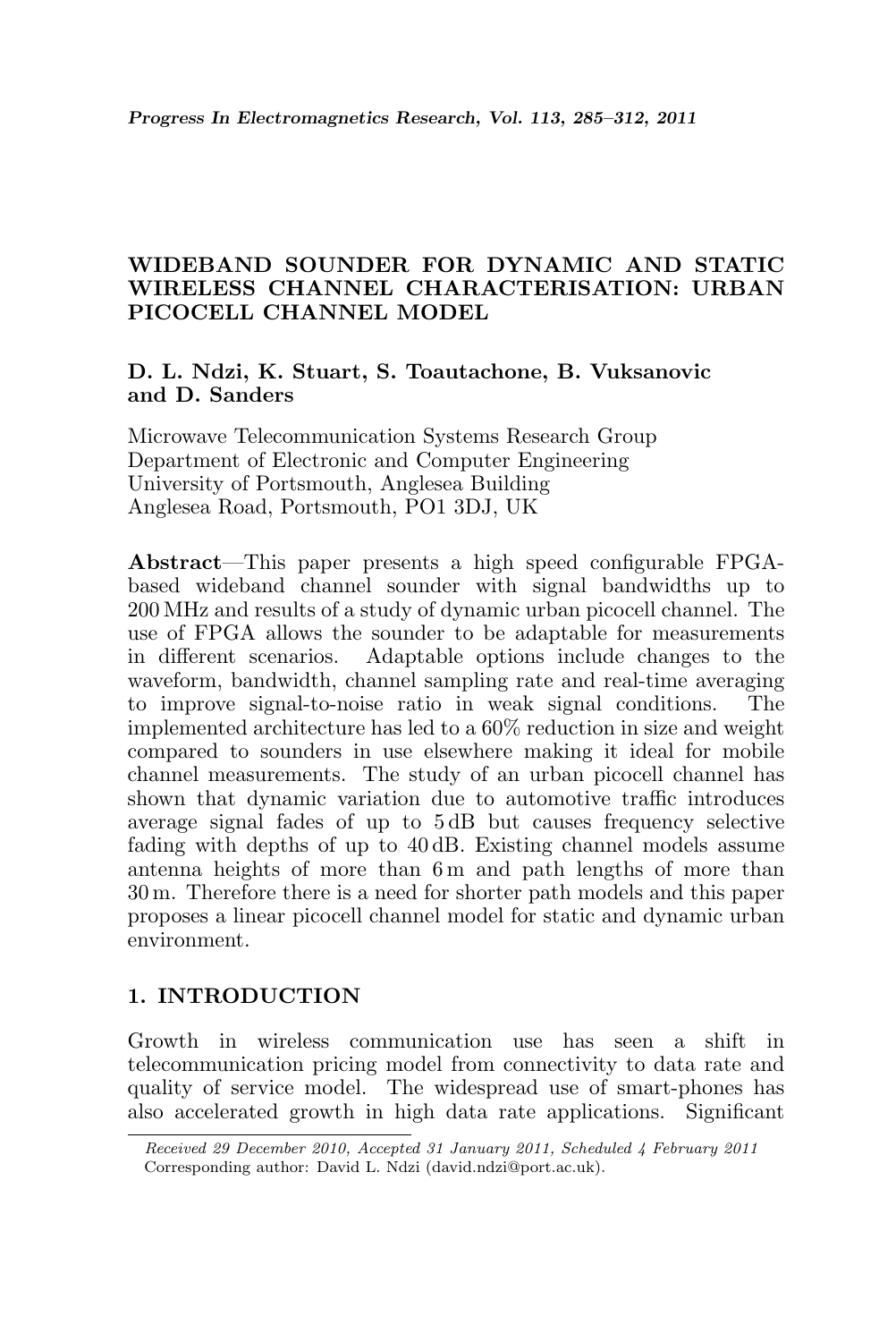# WIDEBAND SOUNDER FOR DYNAMIC AND STATIC WIRELESS CHANNEL CHARACTERISATION: URBAN PICOCELL CHANNEL MODEL

**D. L. Ndzi, K. Stuart, S. Toautachone, B. Vuksanovic and D. Sanders**

Microwave Telecommunication Systems Research Group
Department of Electronic and Computer Engineering
University of Portsmouth, Anglesea Building
Anglesea Road, Portsmouth, PO1 3DJ, UK

**Abstract**—This paper presents a high speed configurable FPGA-based wideband channel sounder with signal bandwidths up to 200 MHz and results of a study of dynamic urban picocell channel. The use of FPGA allows the sounder to be adaptable for measurements in different scenarios. Adaptable options include changes to the waveform, bandwidth, channel sampling rate and real-time averaging to improve signal-to-noise ratio in weak signal conditions. The implemented architecture has led to a 60% reduction in size and weight compared to sounders in use elsewhere making it ideal for mobile channel measurements. The study of an urban picocell channel has shown that dynamic variation due to automotive traffic introduces average signal fades of up to 5 dB but causes frequency selective fading with depths of up to 40 dB. Existing channel models assume antenna heights of more than 6 m and path lengths of more than 30 m. Therefore there is a need for shorter path models and this paper proposes a linear picocell channel model for static and dynamic urban environment.

## 1. INTRODUCTION

Growth in wireless communication use has seen a shift in telecommunication pricing model from connectivity to data rate and quality of service model. The widespread use of smart-phones has also accelerated growth in high data rate applications. Significant

*Received 29 December 2010, Accepted 31 January 2011, Scheduled 4 February 2011*
Corresponding author: David L. Ndzi (david.ndzi@port.ac.uk).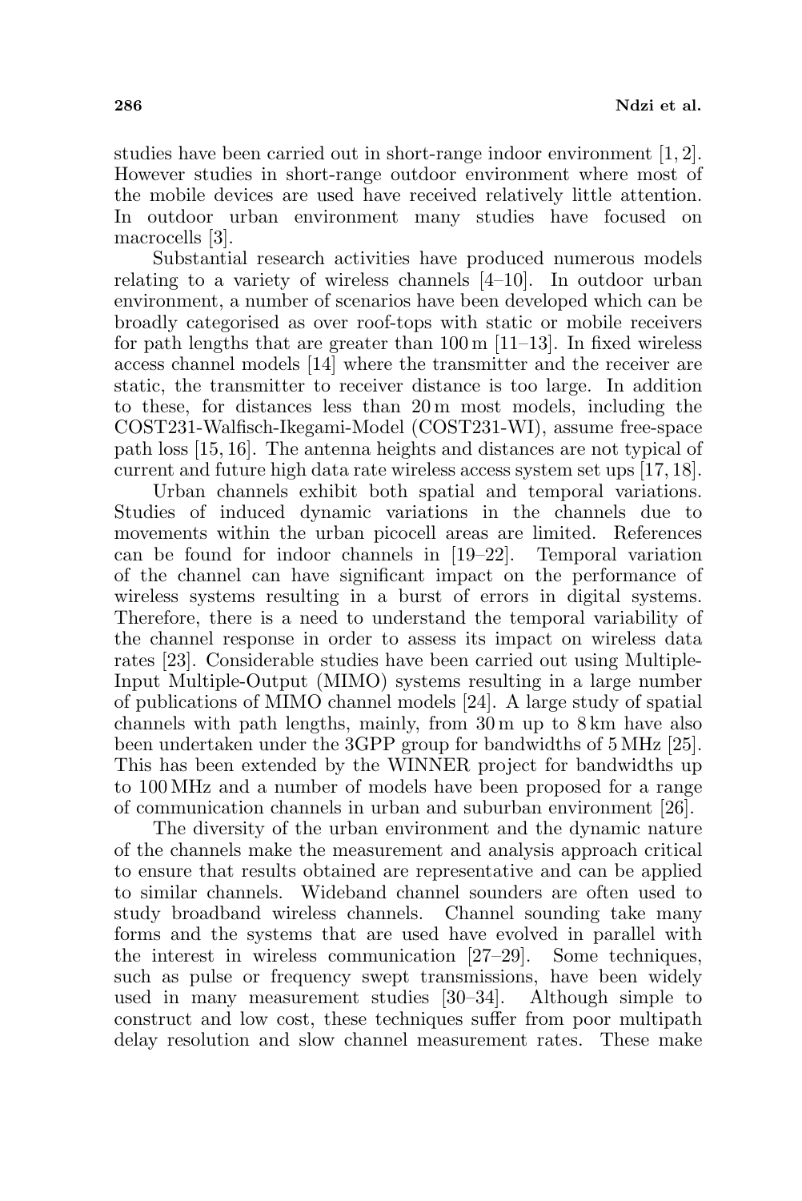studies have been carried out in short-range indoor environment [1, 2]. However studies in short-range outdoor environment where most of the mobile devices are used have received relatively little attention. In outdoor urban environment many studies have focused on macrocells [3].

Substantial research activities have produced numerous models relating to a variety of wireless channels [4–10]. In outdoor urban environment, a number of scenarios have been developed which can be broadly categorised as over roof-tops with static or mobile receivers for path lengths that are greater than 100 m [11–13]. In fixed wireless access channel models [14] where the transmitter and the receiver are static, the transmitter to receiver distance is too large. In addition to these, for distances less than 20 m most models, including the COST231-Walfisch-Ikegami-Model (COST231-WI), assume free-space path loss [15, 16]. The antenna heights and distances are not typical of current and future high data rate wireless access system set ups [17, 18].

Urban channels exhibit both spatial and temporal variations. Studies of induced dynamic variations in the channels due to movements within the urban picocell areas are limited. References can be found for indoor channels in [19–22]. Temporal variation of the channel can have significant impact on the performance of wireless systems resulting in a burst of errors in digital systems. Therefore, there is a need to understand the temporal variability of the channel response in order to assess its impact on wireless data rates [23]. Considerable studies have been carried out using Multiple-Input Multiple-Output (MIMO) systems resulting in a large number of publications of MIMO channel models [24]. A large study of spatial channels with path lengths, mainly, from 30 m up to 8 km have also been undertaken under the 3GPP group for bandwidths of 5 MHz [25]. This has been extended by the WINNER project for bandwidths up to 100 MHz and a number of models have been proposed for a range of communication channels in urban and suburban environment [26].

The diversity of the urban environment and the dynamic nature of the channels make the measurement and analysis approach critical to ensure that results obtained are representative and can be applied to similar channels. Wideband channel sounders are often used to study broadband wireless channels. Channel sounding take many forms and the systems that are used have evolved in parallel with the interest in wireless communication [27–29]. Some techniques, such as pulse or frequency swept transmissions, have been widely used in many measurement studies [30–34]. Although simple to construct and low cost, these techniques suffer from poor multipath delay resolution and slow channel measurement rates. These make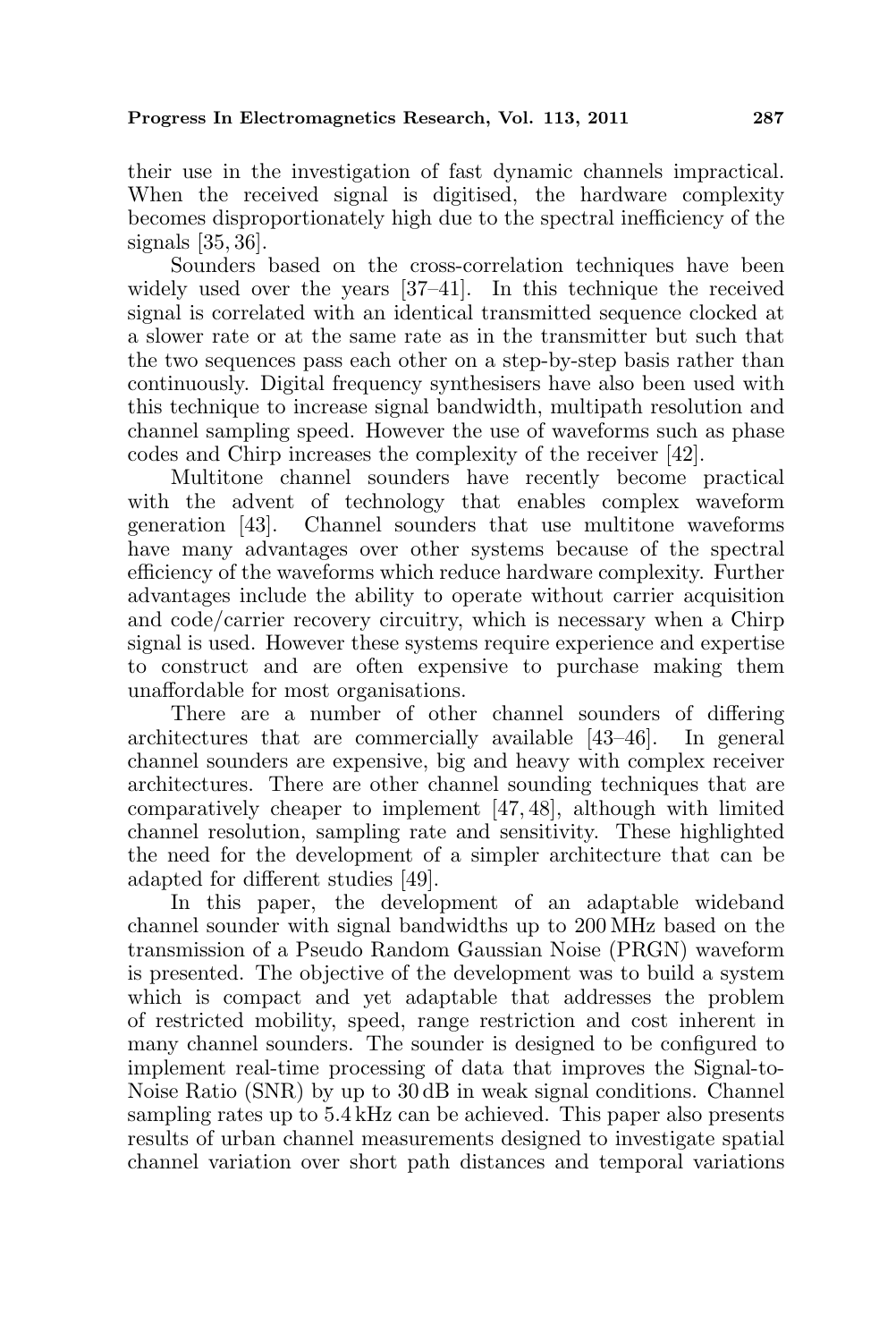their use in the investigation of fast dynamic channels impractical. When the received signal is digitised, the hardware complexity becomes disproportionately high due to the spectral inefficiency of the signals [35, 36].

Sounders based on the cross-correlation techniques have been widely used over the years [37–41]. In this technique the received signal is correlated with an identical transmitted sequence clocked at a slower rate or at the same rate as in the transmitter but such that the two sequences pass each other on a step-by-step basis rather than continuously. Digital frequency synthesisers have also been used with this technique to increase signal bandwidth, multipath resolution and channel sampling speed. However the use of waveforms such as phase codes and Chirp increases the complexity of the receiver [42].

Multitone channel sounders have recently become practical with the advent of technology that enables complex waveform generation [43]. Channel sounders that use multitone waveforms have many advantages over other systems because of the spectral efficiency of the waveforms which reduce hardware complexity. Further advantages include the ability to operate without carrier acquisition and code/carrier recovery circuitry, which is necessary when a Chirp signal is used. However these systems require experience and expertise to construct and are often expensive to purchase making them unaffordable for most organisations.

There are a number of other channel sounders of differing architectures that are commercially available [43–46]. In general channel sounders are expensive, big and heavy with complex receiver architectures. There are other channel sounding techniques that are comparatively cheaper to implement [47, 48], although with limited channel resolution, sampling rate and sensitivity. These highlighted the need for the development of a simpler architecture that can be adapted for different studies [49].

In this paper, the development of an adaptable wideband channel sounder with signal bandwidths up to 200 MHz based on the transmission of a Pseudo Random Gaussian Noise (PRGN) waveform is presented. The objective of the development was to build a system which is compact and yet adaptable that addresses the problem of restricted mobility, speed, range restriction and cost inherent in many channel sounders. The sounder is designed to be configured to implement real-time processing of data that improves the Signal-to-Noise Ratio (SNR) by up to 30 dB in weak signal conditions. Channel sampling rates up to 5.4 kHz can be achieved. This paper also presents results of urban channel measurements designed to investigate spatial channel variation over short path distances and temporal variations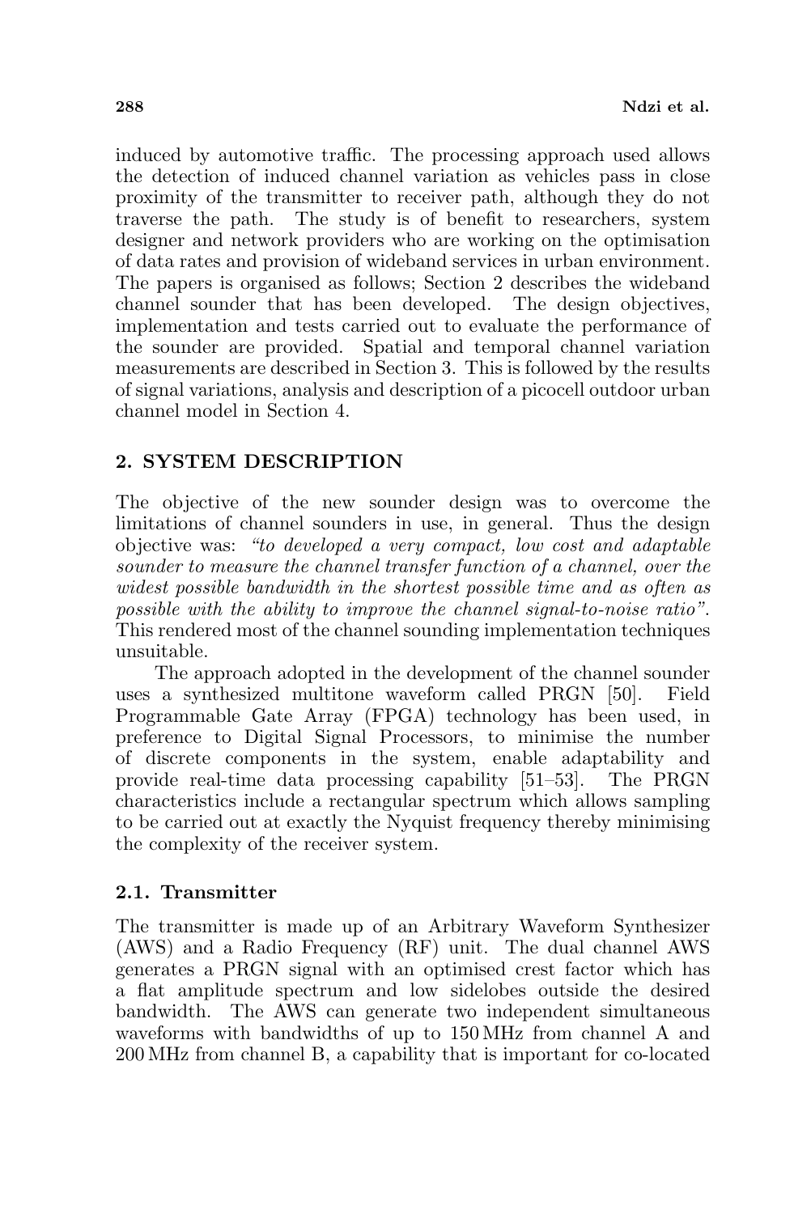induced by automotive traffic. The processing approach used allows the detection of induced channel variation as vehicles pass in close proximity of the transmitter to receiver path, although they do not traverse the path. The study is of benefit to researchers, system designer and network providers who are working on the optimisation of data rates and provision of wideband services in urban environment. The papers is organised as follows; Section 2 describes the wideband channel sounder that has been developed. The design objectives, implementation and tests carried out to evaluate the performance of the sounder are provided. Spatial and temporal channel variation measurements are described in Section 3. This is followed by the results of signal variations, analysis and description of a picocell outdoor urban channel model in Section 4.

## 2. SYSTEM DESCRIPTION

The objective of the new sounder design was to overcome the limitations of channel sounders in use, in general. Thus the design objective was: *"to developed a very compact, low cost and adaptable sounder to measure the channel transfer function of a channel, over the widest possible bandwidth in the shortest possible time and as often as possible with the ability to improve the channel signal-to-noise ratio"*. This rendered most of the channel sounding implementation techniques unsuitable.

The approach adopted in the development of the channel sounder uses a synthesized multitone waveform called PRGN [50]. Field Programmable Gate Array (FPGA) technology has been used, in preference to Digital Signal Processors, to minimise the number of discrete components in the system, enable adaptability and provide real-time data processing capability [51–53]. The PRGN characteristics include a rectangular spectrum which allows sampling to be carried out at exactly the Nyquist frequency thereby minimising the complexity of the receiver system.

### 2.1. Transmitter

The transmitter is made up of an Arbitrary Waveform Synthesizer (AWS) and a Radio Frequency (RF) unit. The dual channel AWS generates a PRGN signal with an optimised crest factor which has a flat amplitude spectrum and low sidelobes outside the desired bandwidth. The AWS can generate two independent simultaneous waveforms with bandwidths of up to 150 MHz from channel A and 200 MHz from channel B, a capability that is important for co-located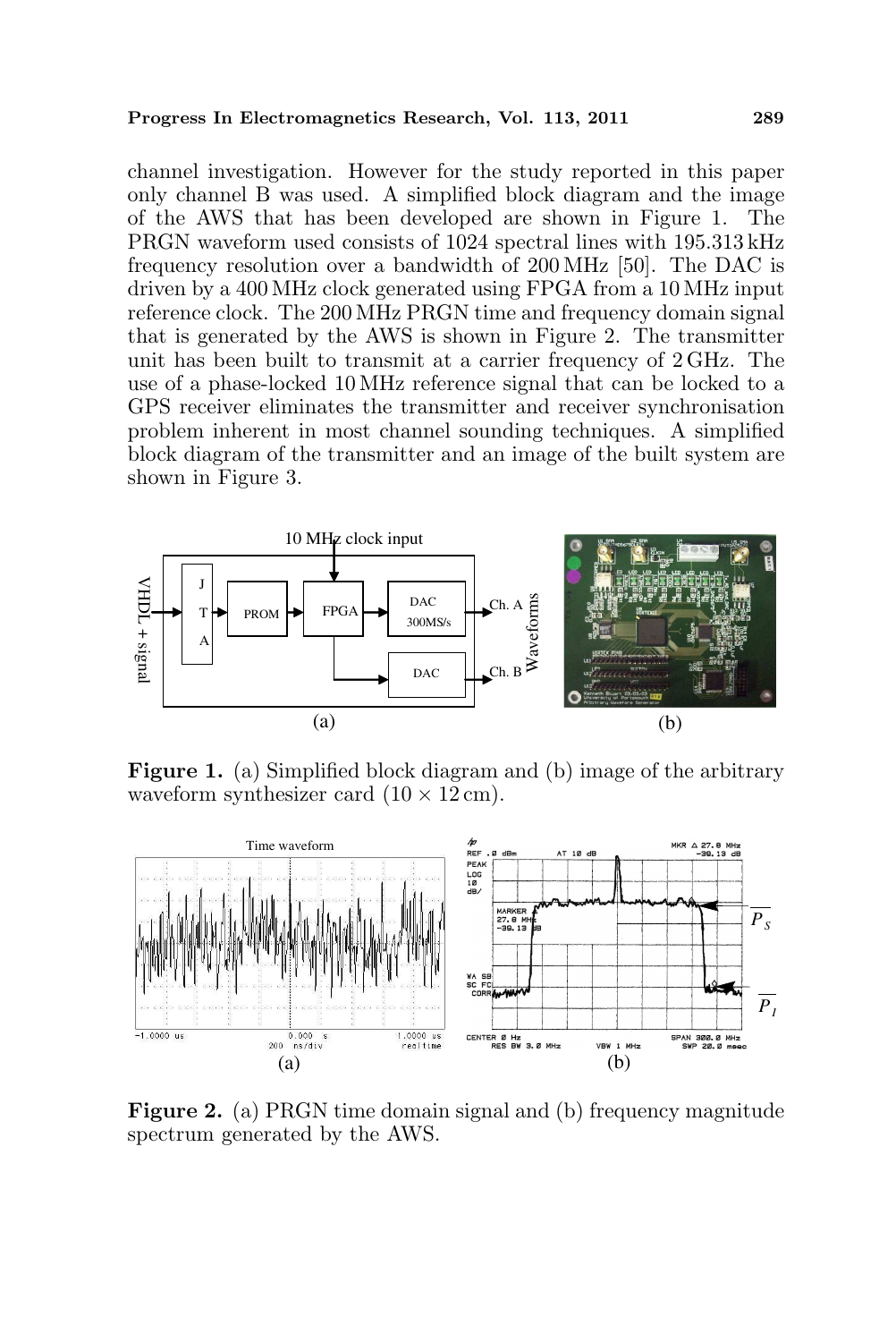channel investigation. However for the study reported in this paper only channel B was used. A simplified block diagram and the image of the AWS that has been developed are shown in Figure 1. The PRGN waveform used consists of 1024 spectral lines with 195.313 kHz frequency resolution over a bandwidth of 200 MHz [50]. The DAC is driven by a 400 MHz clock generated using FPGA from a 10 MHz input reference clock. The 200 MHz PRGN time and frequency domain signal that is generated by the AWS is shown in Figure 2. The transmitter unit has been built to transmit at a carrier frequency of 2 GHz. The use of a phase-locked 10 MHz reference signal that can be locked to a GPS receiver eliminates the transmitter and receiver synchronisation problem inherent in most channel sounding techniques. A simplified block diagram of the transmitter and an image of the built system are shown in Figure 3.

**Figure 1.** (a) Simplified block diagram and (b) image of the arbitrary waveform synthesizer card ($10 \times 12$ cm).

**Figure 2.** (a) PRGN time domain signal and (b) frequency magnitude spectrum generated by the AWS.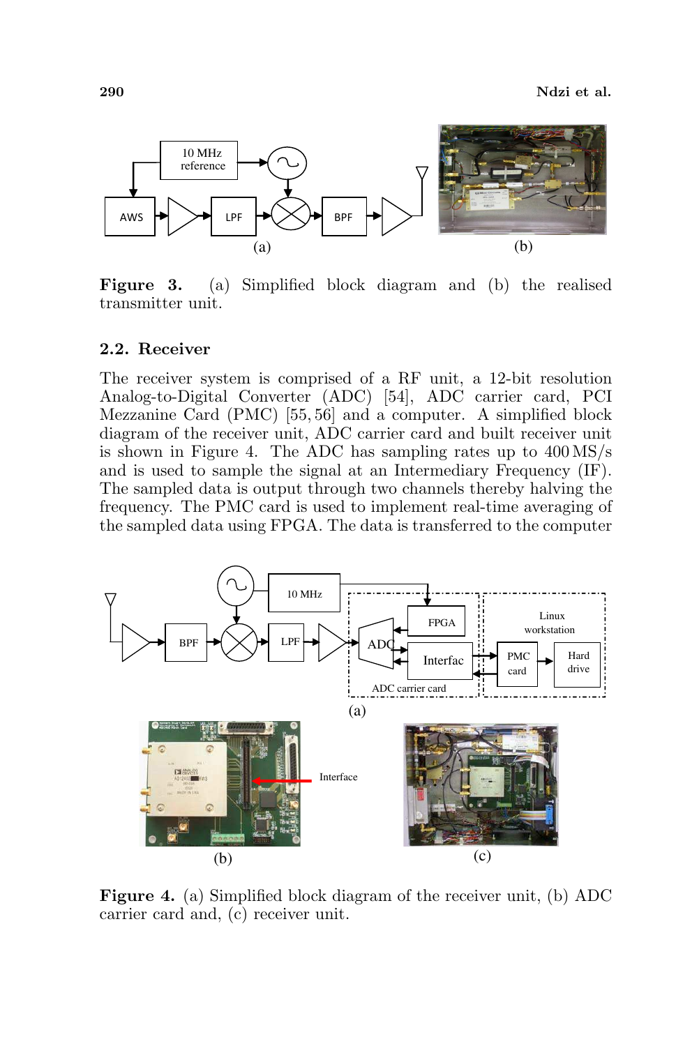**Figure 3.** (a) Simplified block diagram and (b) the realised transmitter unit.

## 2.2. Receiver

The receiver system is comprised of a RF unit, a 12-bit resolution Analog-to-Digital Converter (ADC) [54], ADC carrier card, PCI Mezzanine Card (PMC) [55, 56] and a computer. A simplified block diagram of the receiver unit, ADC carrier card and built receiver unit is shown in Figure 4. The ADC has sampling rates up to 400 MS/s and is used to sample the signal at an Intermediary Frequency (IF). The sampled data is output through two channels thereby halving the frequency. The PMC card is used to implement real-time averaging of the sampled data using FPGA. The data is transferred to the computer

**Figure 4.** (a) Simplified block diagram of the receiver unit, (b) ADC carrier card and, (c) receiver unit.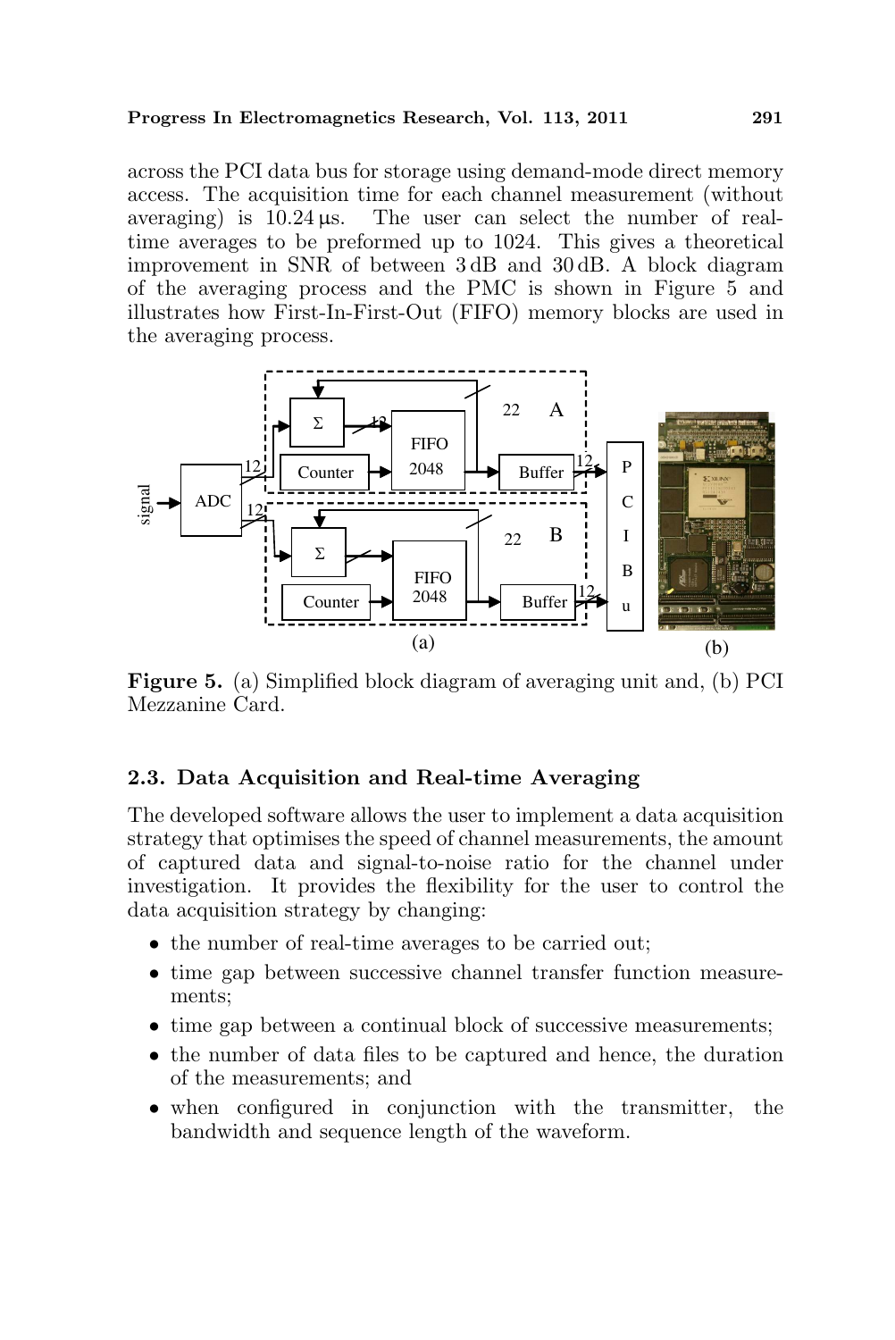across the PCI data bus for storage using demand-mode direct memory access. The acquisition time for each channel measurement (without averaging) is 10.24 µs. The user can select the number of real-time averages to be preformed up to 1024. This gives a theoretical improvement in SNR of between 3 dB and 30 dB. A block diagram of the averaging process and the PMC is shown in Figure 5 and illustrates how First-In-First-Out (FIFO) memory blocks are used in the averaging process.

**Figure 5.** (a) Simplified block diagram of averaging unit and, (b) PCI Mezzanine Card.

### 2.3. Data Acquisition and Real-time Averaging

The developed software allows the user to implement a data acquisition strategy that optimises the speed of channel measurements, the amount of captured data and signal-to-noise ratio for the channel under investigation. It provides the flexibility for the user to control the data acquisition strategy by changing:

- the number of real-time averages to be carried out;
- time gap between successive channel transfer function measurements;
- time gap between a continual block of successive measurements;
- the number of data files to be captured and hence, the duration of the measurements; and
- when configured in conjunction with the transmitter, the bandwidth and sequence length of the waveform.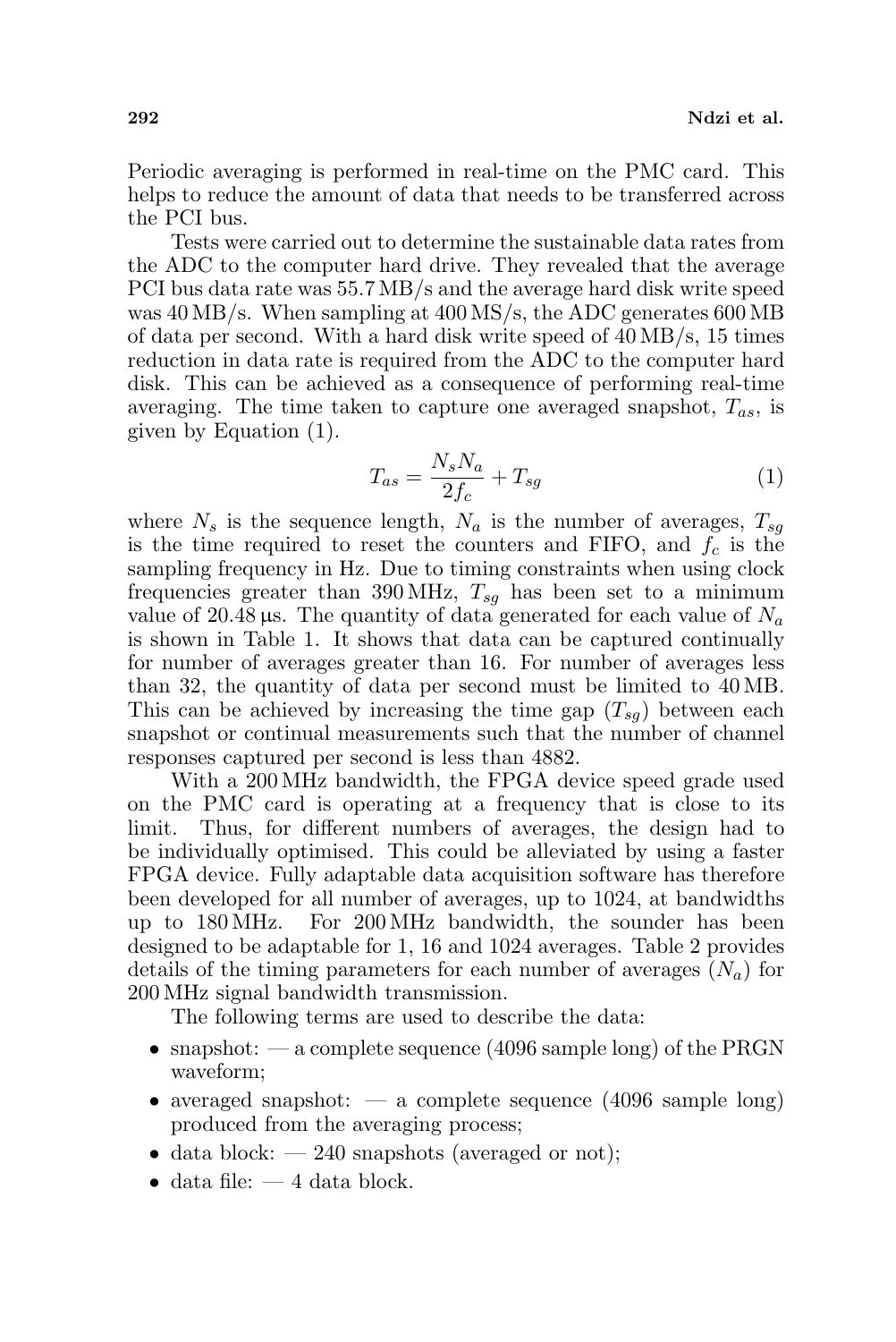Periodic averaging is performed in real-time on the PMC card. This helps to reduce the amount of data that needs to be transferred across the PCI bus.

Tests were carried out to determine the sustainable data rates from the ADC to the computer hard drive. They revealed that the average PCI bus data rate was 55.7 MB/s and the average hard disk write speed was 40 MB/s. When sampling at 400 MS/s, the ADC generates 600 MB of data per second. With a hard disk write speed of 40 MB/s, 15 times reduction in data rate is required from the ADC to the computer hard disk. This can be achieved as a consequence of performing real-time averaging. The time taken to capture one averaged snapshot, $T_{as}$, is given by Equation (1).

$$T_{as} = \frac{N_s N_a}{2 f_c} + T_{sg} \tag{1}$$

where $N_s$ is the sequence length, $N_a$ is the number of averages, $T_{sg}$ is the time required to reset the counters and FIFO, and $f_c$ is the sampling frequency in Hz. Due to timing constraints when using clock frequencies greater than 390 MHz, $T_{sg}$ has been set to a minimum value of 20.48 µs. The quantity of data generated for each value of $N_a$ is shown in Table 1. It shows that data can be captured continually for number of averages greater than 16. For number of averages less than 32, the quantity of data per second must be limited to 40 MB. This can be achieved by increasing the time gap ($T_{sg}$) between each snapshot or continual measurements such that the number of channel responses captured per second is less than 4882.

With a 200 MHz bandwidth, the FPGA device speed grade used on the PMC card is operating at a frequency that is close to its limit. Thus, for different numbers of averages, the design had to be individually optimised. This could be alleviated by using a faster FPGA device. Fully adaptable data acquisition software has therefore been developed for all number of averages, up to 1024, at bandwidths up to 180 MHz. For 200 MHz bandwidth, the sounder has been designed to be adaptable for 1, 16 and 1024 averages. Table 2 provides details of the timing parameters for each number of averages ($N_a$) for 200 MHz signal bandwidth transmission.

The following terms are used to describe the data:

- snapshot: — a complete sequence (4096 sample long) of the PRGN waveform;
- averaged snapshot: — a complete sequence (4096 sample long) produced from the averaging process;
- data block: — 240 snapshots (averaged or not);
- data file: — 4 data block.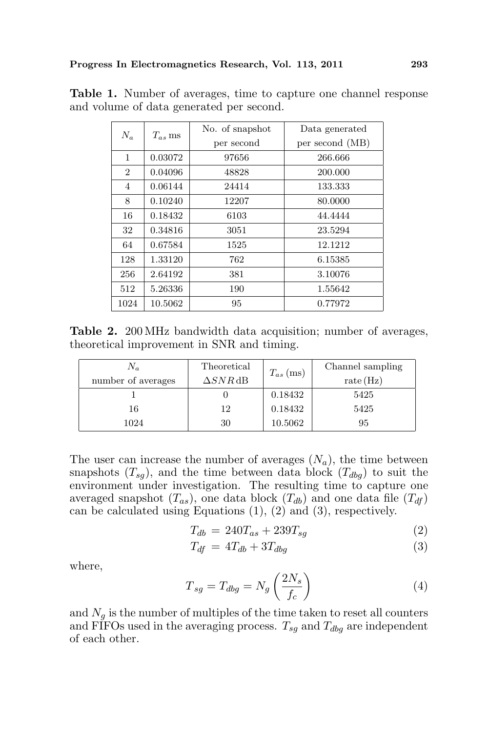**Table 1.** Number of averages, time to capture one channel response and volume of data generated per second.

| $N_a$ | $T_{as}$ ms | No. of snapshot per second | Data generated per second (MB) |
|---|---|---|---|
| 1 | 0.03072 | 97656 | 266.666 |
| 2 | 0.04096 | 48828 | 200.000 |
| 4 | 0.06144 | 24414 | 133.333 |
| 8 | 0.10240 | 12207 | 80.0000 |
| 16 | 0.18432 | 6103 | 44.4444 |
| 32 | 0.34816 | 3051 | 23.5294 |
| 64 | 0.67584 | 1525 | 12.1212 |
| 128 | 1.33120 | 762 | 6.15385 |
| 256 | 2.64192 | 381 | 3.10076 |
| 512 | 5.26336 | 190 | 1.55642 |
| 1024 | 10.5062 | 95 | 0.77972 |

**Table 2.** 200 MHz bandwidth data acquisition; number of averages, theoretical improvement in SNR and timing.

| $N_a$ number of averages | Theoretical $\Delta SNR$ dB | $T_{as}$ (ms) | Channel sampling rate (Hz) |
|---|---|---|---|
| 1 | 0 | 0.18432 | 5425 |
| 16 | 12 | 0.18432 | 5425 |
| 1024 | 30 | 10.5062 | 95 |

The user can increase the number of averages ($N_a$), the time between snapshots ($T_{sg}$), and the time between data block ($T_{dbg}$) to suit the environment under investigation. The resulting time to capture one averaged snapshot ($T_{as}$), one data block ($T_{db}$) and one data file ($T_{df}$) can be calculated using Equations (1), (2) and (3), respectively.

$$T_{db} = 240T_{as} + 239T_{sg} \tag{2}$$

$$T_{df} = 4T_{db} + 3T_{dbg} \tag{3}$$

where,

$$T_{sg} = T_{dbg} = N_g \left( \frac{2N_s}{f_c} \right) \tag{4}$$

and $N_g$ is the number of multiples of the time taken to reset all counters and FIFOs used in the averaging process. $T_{sg}$ and $T_{dbg}$ are independent of each other.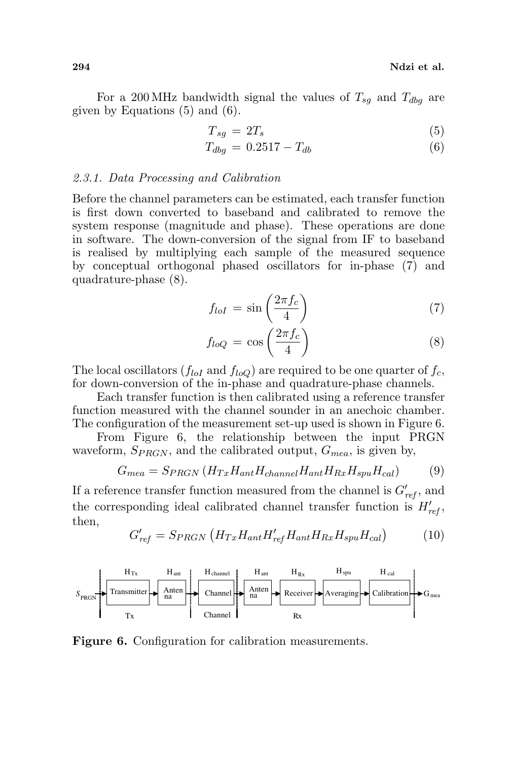For a 200 MHz bandwidth signal the values of $T_{sg}$ and $T_{dbg}$ are given by Equations (5) and (6).

$$T_{sg} = 2T_s \tag{5}$$

$$T_{dbg} = 0.2517 - T_{db} \tag{6}$$

### 2.3.1. Data Processing and Calibration

Before the channel parameters can be estimated, each transfer function is first down converted to baseband and calibrated to remove the system response (magnitude and phase). These operations are done in software. The down-conversion of the signal from IF to baseband is realised by multiplying each sample of the measured sequence by conceptual orthogonal phased oscillators for in-phase (7) and quadrature-phase (8).

$$f_{loI} = \sin\left(\frac{2\pi f_c}{4}\right) \tag{7}$$

$$f_{loQ} = \cos\left(\frac{2\pi f_c}{4}\right) \tag{8}$$

The local oscillators ($f_{loI}$ and $f_{loQ}$) are required to be one quarter of $f_c$, for down-conversion of the in-phase and quadrature-phase channels.

Each transfer function is then calibrated using a reference transfer function measured with the channel sounder in an anechoic chamber. The configuration of the measurement set-up used is shown in Figure 6.

From Figure 6, the relationship between the input PRGN waveform, $S_{PRGN}$, and the calibrated output, $G_{mea}$, is given by,

$$G_{mea} = S_{PRGN}\left(H_{Tx}H_{ant}H_{channel}H_{ant}H_{Rx}H_{spu}H_{cal}\right) \tag{9}$$

If a reference transfer function measured from the channel is $G'_{ref}$, and the corresponding ideal calibrated channel transfer function is $H'_{ref}$, then,

$$G'_{ref} = S_{PRGN}\left(H_{Tx}H_{ant}H'_{ref}H_{ant}H_{Rx}H_{spu}H_{cal}\right) \tag{10}$$

$S_{PRGN}$ → Transmitter ($H_{Tx}$) → Antenna ($H_{ant}$) → Channel ($H_{channel}$) → Antenna ($H_{ant}$) → Receiver ($H_{Rx}$) → Averaging ($H_{spu}$) → Calibration ($H_{cal}$) → $G_{mea}$

Tx | Channel | Rx

**Figure 6.** Configuration for calibration measurements.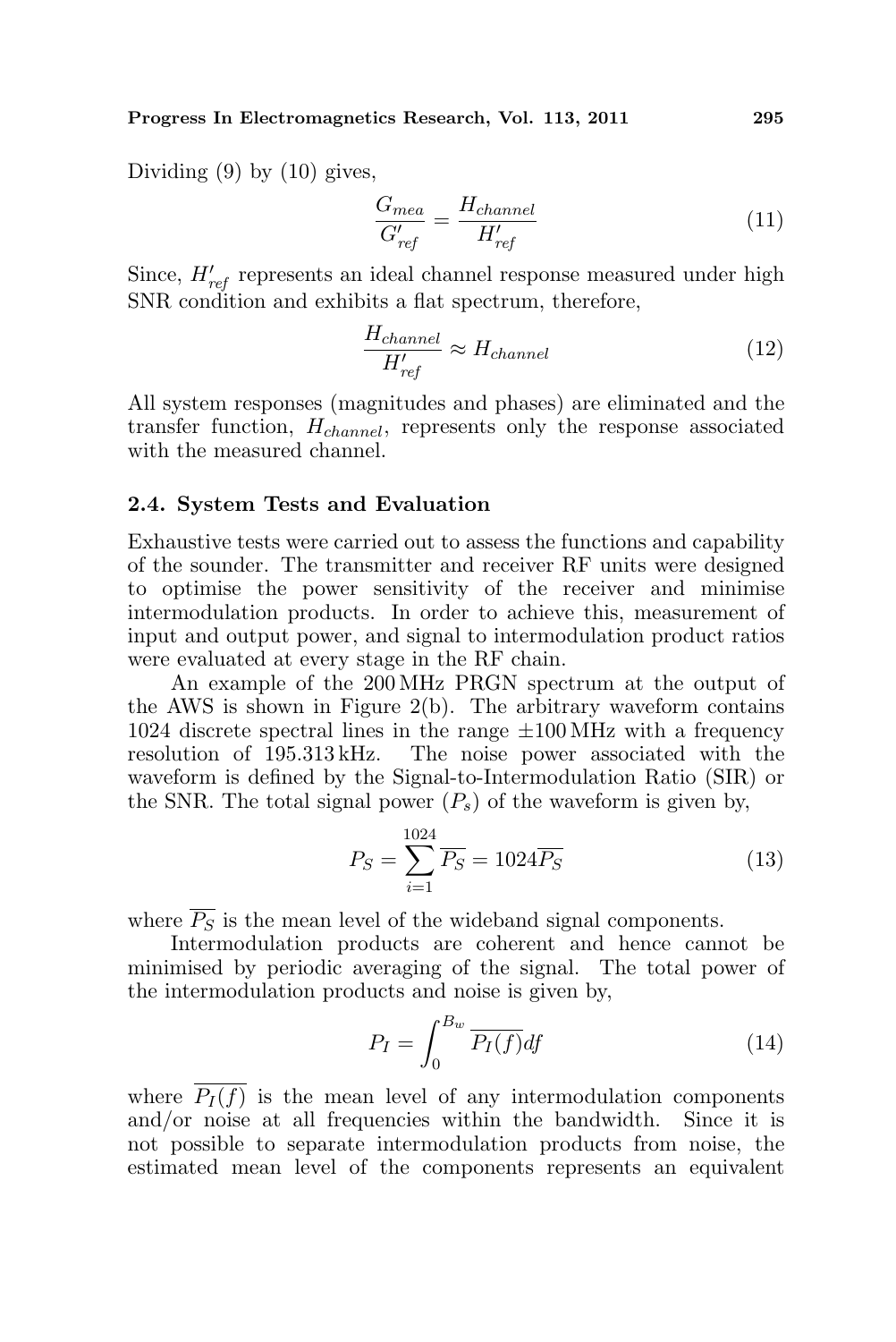Dividing (9) by (10) gives,

$$\frac{G_{mea}}{G'_{ref}} = \frac{H_{channel}}{H'_{ref}} \tag{11}$$

Since, $H'_{ref}$ represents an ideal channel response measured under high SNR condition and exhibits a flat spectrum, therefore,

$$\frac{H_{channel}}{H'_{ref}} \approx H_{channel} \tag{12}$$

All system responses (magnitudes and phases) are eliminated and the transfer function, $H_{channel}$, represents only the response associated with the measured channel.

### 2.4. System Tests and Evaluation

Exhaustive tests were carried out to assess the functions and capability of the sounder. The transmitter and receiver RF units were designed to optimise the power sensitivity of the receiver and minimise intermodulation products. In order to achieve this, measurement of input and output power, and signal to intermodulation product ratios were evaluated at every stage in the RF chain.

An example of the 200 MHz PRGN spectrum at the output of the AWS is shown in Figure 2(b). The arbitrary waveform contains 1024 discrete spectral lines in the range ±100 MHz with a frequency resolution of 195.313 kHz. The noise power associated with the waveform is defined by the Signal-to-Intermodulation Ratio (SIR) or the SNR. The total signal power ($P_s$) of the waveform is given by,

$$P_S = \sum_{i=1}^{1024} \overline{P_S} = 1024\overline{P_S} \tag{13}$$

where $\overline{P_S}$ is the mean level of the wideband signal components.

Intermodulation products are coherent and hence cannot be minimised by periodic averaging of the signal. The total power of the intermodulation products and noise is given by,

$$P_I = \int_0^{B_w} \overline{P_I(f)} df \tag{14}$$

where $\overline{P_I(f)}$ is the mean level of any intermodulation components and/or noise at all frequencies within the bandwidth. Since it is not possible to separate intermodulation products from noise, the estimated mean level of the components represents an equivalent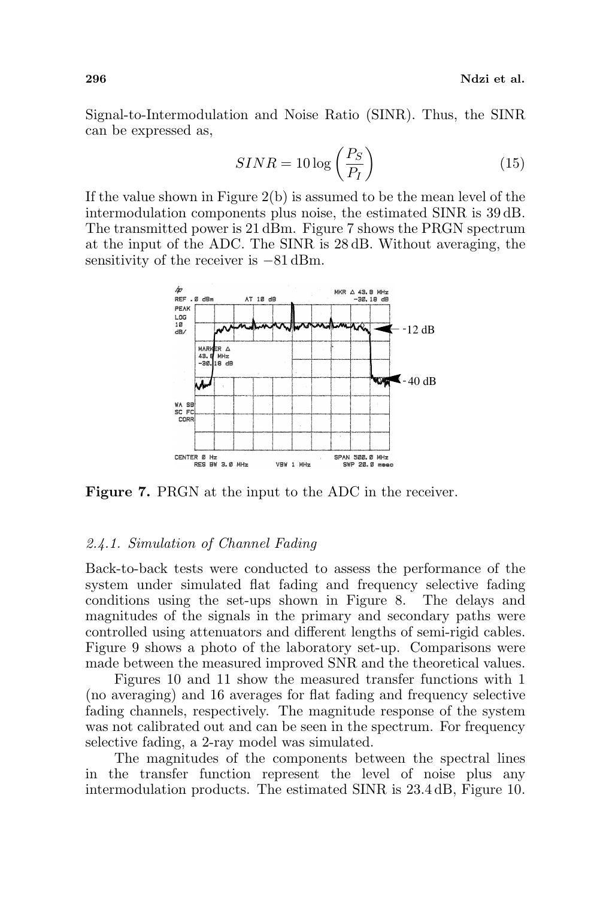Signal-to-Intermodulation and Noise Ratio (SINR). Thus, the SINR can be expressed as,

$$SINR = 10 \log \left( \frac{P_S}{P_I} \right) \tag{15}$$

If the value shown in Figure 2(b) is assumed to be the mean level of the intermodulation components plus noise, the estimated SINR is 39 dB. The transmitted power is 21 dBm. Figure 7 shows the PRGN spectrum at the input of the ADC. The SINR is 28 dB. Without averaging, the sensitivity of the receiver is −81 dBm.

**Figure 7.** PRGN at the input to the ADC in the receiver.

### 2.4.1. Simulation of Channel Fading

Back-to-back tests were conducted to assess the performance of the system under simulated flat fading and frequency selective fading conditions using the set-ups shown in Figure 8. The delays and magnitudes of the signals in the primary and secondary paths were controlled using attenuators and different lengths of semi-rigid cables. Figure 9 shows a photo of the laboratory set-up. Comparisons were made between the measured improved SNR and the theoretical values.

Figures 10 and 11 show the measured transfer functions with 1 (no averaging) and 16 averages for flat fading and frequency selective fading channels, respectively. The magnitude response of the system was not calibrated out and can be seen in the spectrum. For frequency selective fading, a 2-ray model was simulated.

The magnitudes of the components between the spectral lines in the transfer function represent the level of noise plus any intermodulation products. The estimated SINR is 23.4 dB, Figure 10.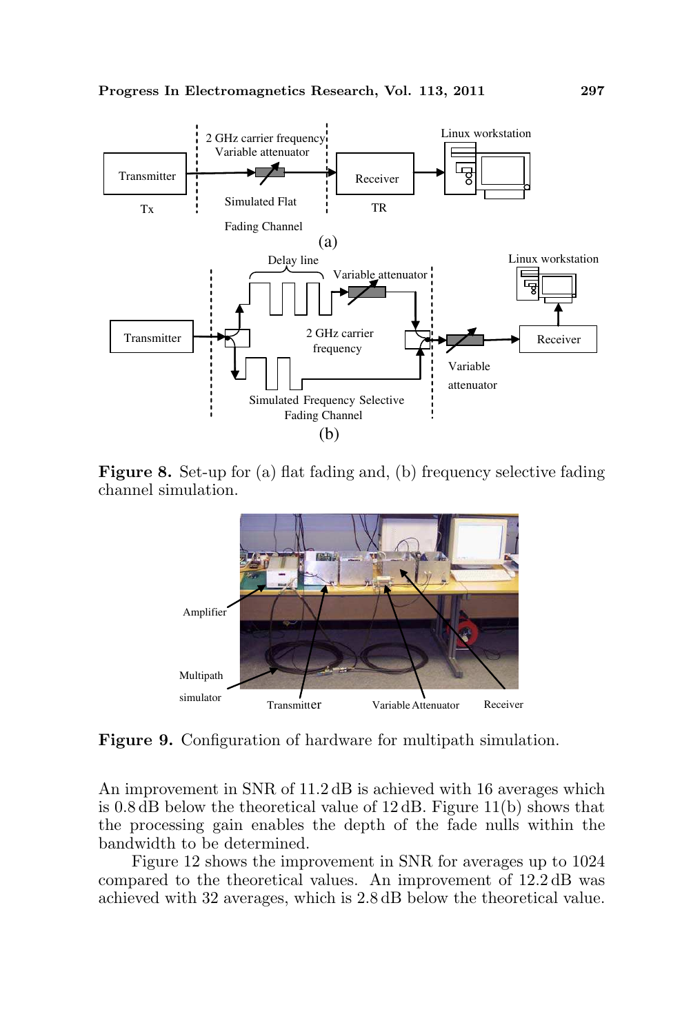Figure 8. Set-up for (a) flat fading and, (b) frequency selective fading channel simulation.

Figure 9. Configuration of hardware for multipath simulation.

An improvement in SNR of 11.2 dB is achieved with 16 averages which is 0.8 dB below the theoretical value of 12 dB. Figure 11(b) shows that the processing gain enables the depth of the fade nulls within the bandwidth to be determined.

Figure 12 shows the improvement in SNR for averages up to 1024 compared to the theoretical values. An improvement of 12.2 dB was achieved with 32 averages, which is 2.8 dB below the theoretical value.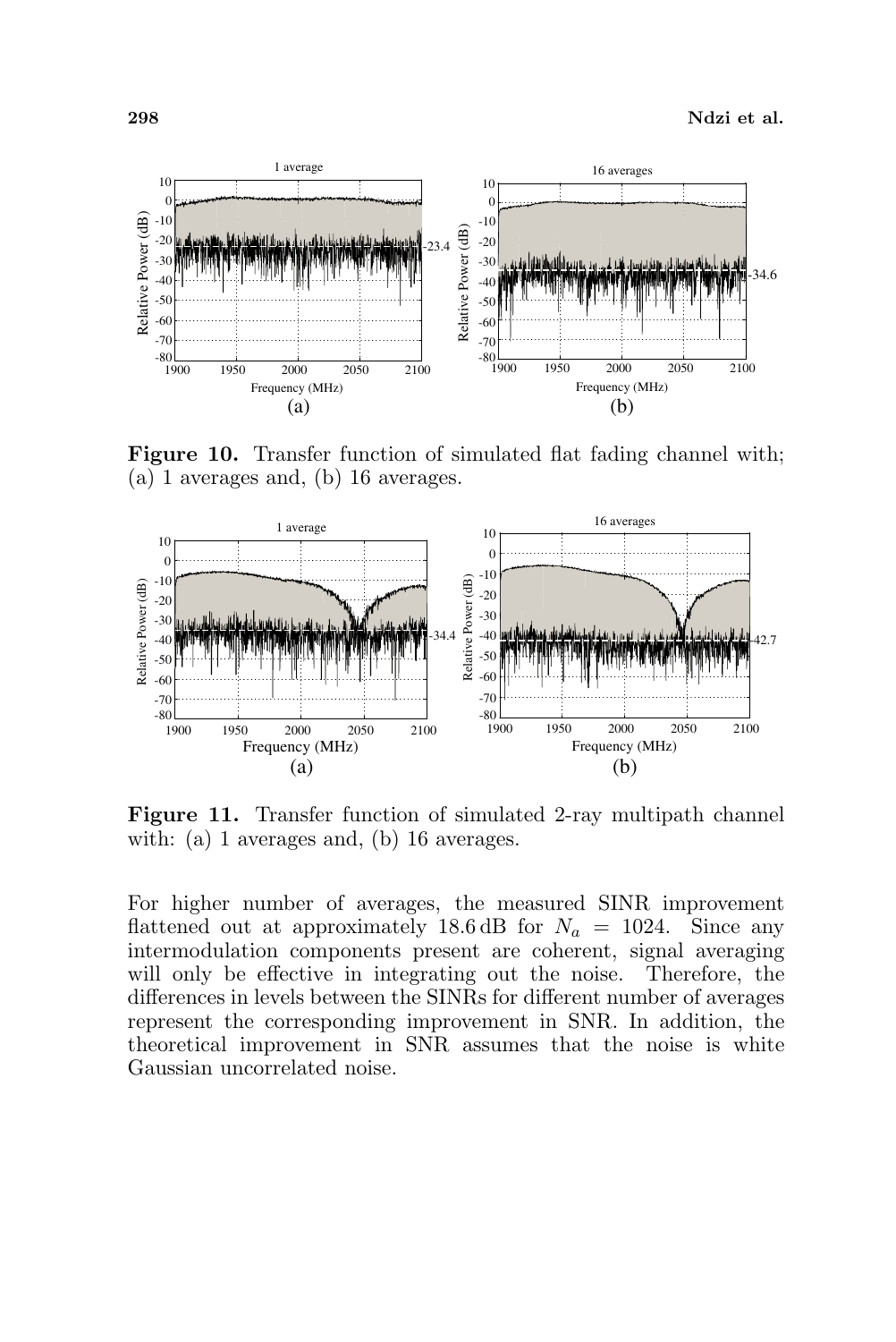**Figure 10.** Transfer function of simulated flat fading channel with; (a) 1 averages and, (b) 16 averages.

**Figure 11.** Transfer function of simulated 2-ray multipath channel with: (a) 1 averages and, (b) 16 averages.

For higher number of averages, the measured SINR improvement flattened out at approximately 18.6 dB for $N_a = 1024$. Since any intermodulation components present are coherent, signal averaging will only be effective in integrating out the noise. Therefore, the differences in levels between the SINRs for different number of averages represent the corresponding improvement in SNR. In addition, the theoretical improvement in SNR assumes that the noise is white Gaussian uncorrelated noise.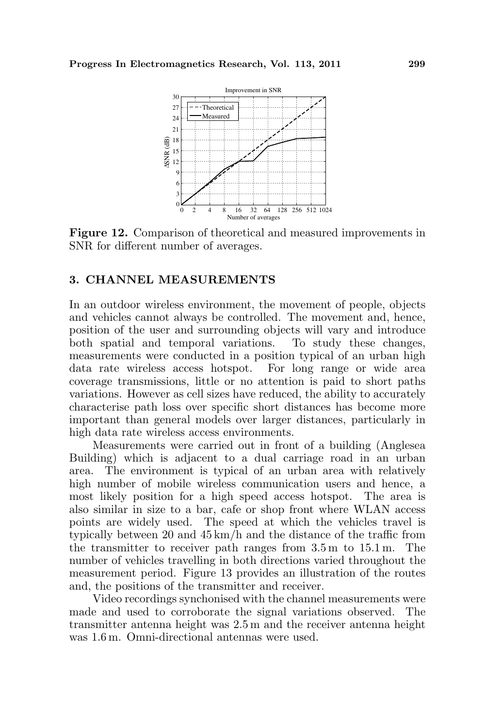**Figure 12.** Comparison of theoretical and measured improvements in SNR for different number of averages.

## 3. CHANNEL MEASUREMENTS

In an outdoor wireless environment, the movement of people, objects and vehicles cannot always be controlled. The movement and, hence, position of the user and surrounding objects will vary and introduce both spatial and temporal variations. To study these changes, measurements were conducted in a position typical of an urban high data rate wireless access hotspot. For long range or wide area coverage transmissions, little or no attention is paid to short paths variations. However as cell sizes have reduced, the ability to accurately characterise path loss over specific short distances has become more important than general models over larger distances, particularly in high data rate wireless access environments.

Measurements were carried out in front of a building (Anglesea Building) which is adjacent to a dual carriage road in an urban area. The environment is typical of an urban area with relatively high number of mobile wireless communication users and hence, a most likely position for a high speed access hotspot. The area is also similar in size to a bar, cafe or shop front where WLAN access points are widely used. The speed at which the vehicles travel is typically between 20 and 45 km/h and the distance of the traffic from the transmitter to receiver path ranges from 3.5 m to 15.1 m. The number of vehicles travelling in both directions varied throughout the measurement period. Figure 13 provides an illustration of the routes and, the positions of the transmitter and receiver.

Video recordings synchonised with the channel measurements were made and used to corroborate the signal variations observed. The transmitter antenna height was 2.5 m and the receiver antenna height was 1.6 m. Omni-directional antennas were used.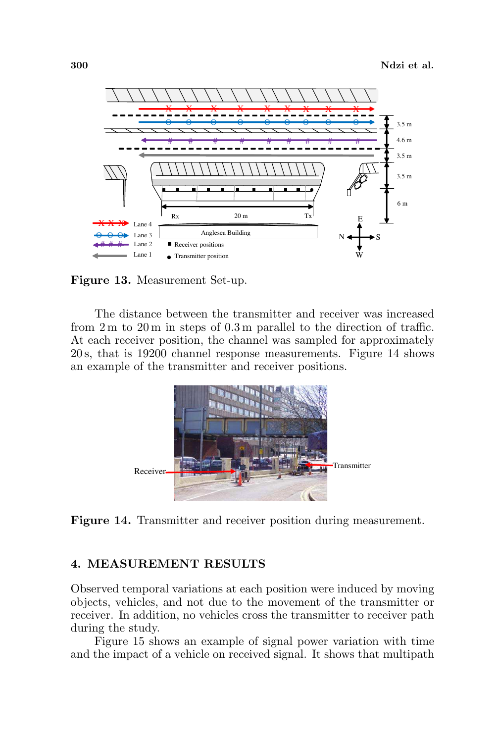Figure 13. Measurement Set-up.

The distance between the transmitter and receiver was increased from 2 m to 20 m in steps of 0.3 m parallel to the direction of traffic. At each receiver position, the channel was sampled for approximately 20 s, that is 19200 channel response measurements. Figure 14 shows an example of the transmitter and receiver positions.

Figure 14. Transmitter and receiver position during measurement.

## 4. MEASUREMENT RESULTS

Observed temporal variations at each position were induced by moving objects, vehicles, and not due to the movement of the transmitter or receiver. In addition, no vehicles cross the transmitter to receiver path during the study.

Figure 15 shows an example of signal power variation with time and the impact of a vehicle on received signal. It shows that multipath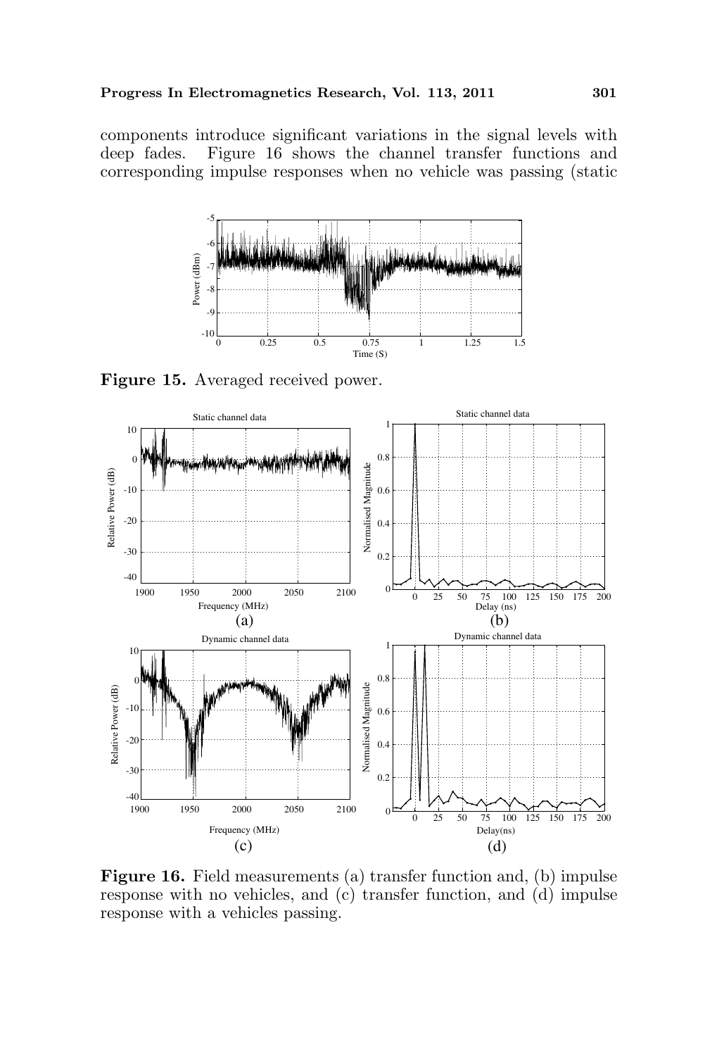components introduce significant variations in the signal levels with deep fades. Figure 16 shows the channel transfer functions and corresponding impulse responses when no vehicle was passing (static

**Figure 15.** Averaged received power.

**Figure 16.** Field measurements (a) transfer function and, (b) impulse response with no vehicles, and (c) transfer function, and (d) impulse response with a vehicles passing.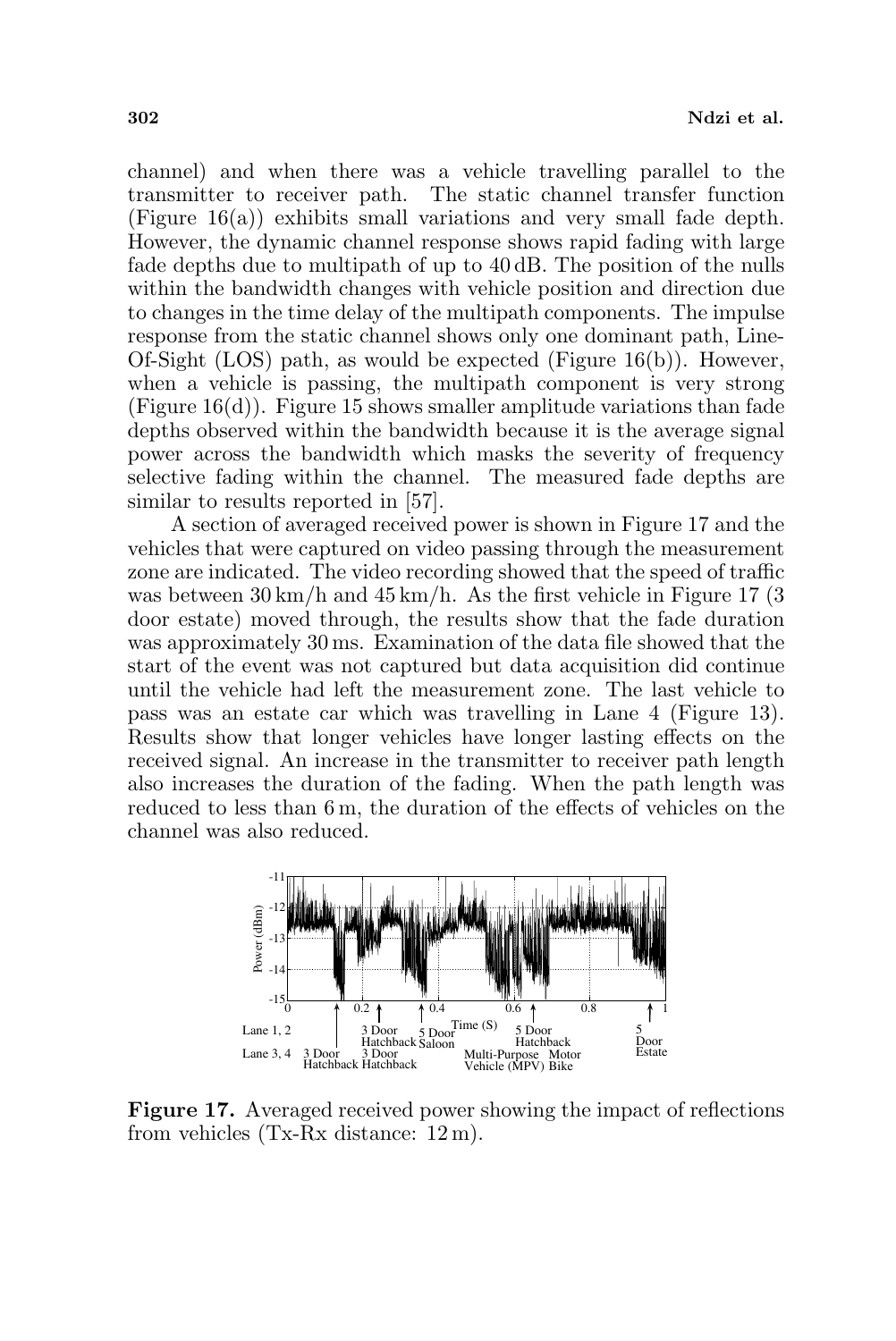channel) and when there was a vehicle travelling parallel to the transmitter to receiver path. The static channel transfer function (Figure 16(a)) exhibits small variations and very small fade depth. However, the dynamic channel response shows rapid fading with large fade depths due to multipath of up to 40 dB. The position of the nulls within the bandwidth changes with vehicle position and direction due to changes in the time delay of the multipath components. The impulse response from the static channel shows only one dominant path, Line-Of-Sight (LOS) path, as would be expected (Figure 16(b)). However, when a vehicle is passing, the multipath component is very strong (Figure 16(d)). Figure 15 shows smaller amplitude variations than fade depths observed within the bandwidth because it is the average signal power across the bandwidth which masks the severity of frequency selective fading within the channel. The measured fade depths are similar to results reported in [57].

A section of averaged received power is shown in Figure 17 and the vehicles that were captured on video passing through the measurement zone are indicated. The video recording showed that the speed of traffic was between 30 km/h and 45 km/h. As the first vehicle in Figure 17 (3 door estate) moved through, the results show that the fade duration was approximately 30 ms. Examination of the data file showed that the start of the event was not captured but data acquisition did continue until the vehicle had left the measurement zone. The last vehicle to pass was an estate car which was travelling in Lane 4 (Figure 13). Results show that longer vehicles have longer lasting effects on the received signal. An increase in the transmitter to receiver path length also increases the duration of the fading. When the path length was reduced to less than 6 m, the duration of the effects of vehicles on the channel was also reduced.

**Figure 17.** Averaged received power showing the impact of reflections from vehicles (Tx-Rx distance: 12 m).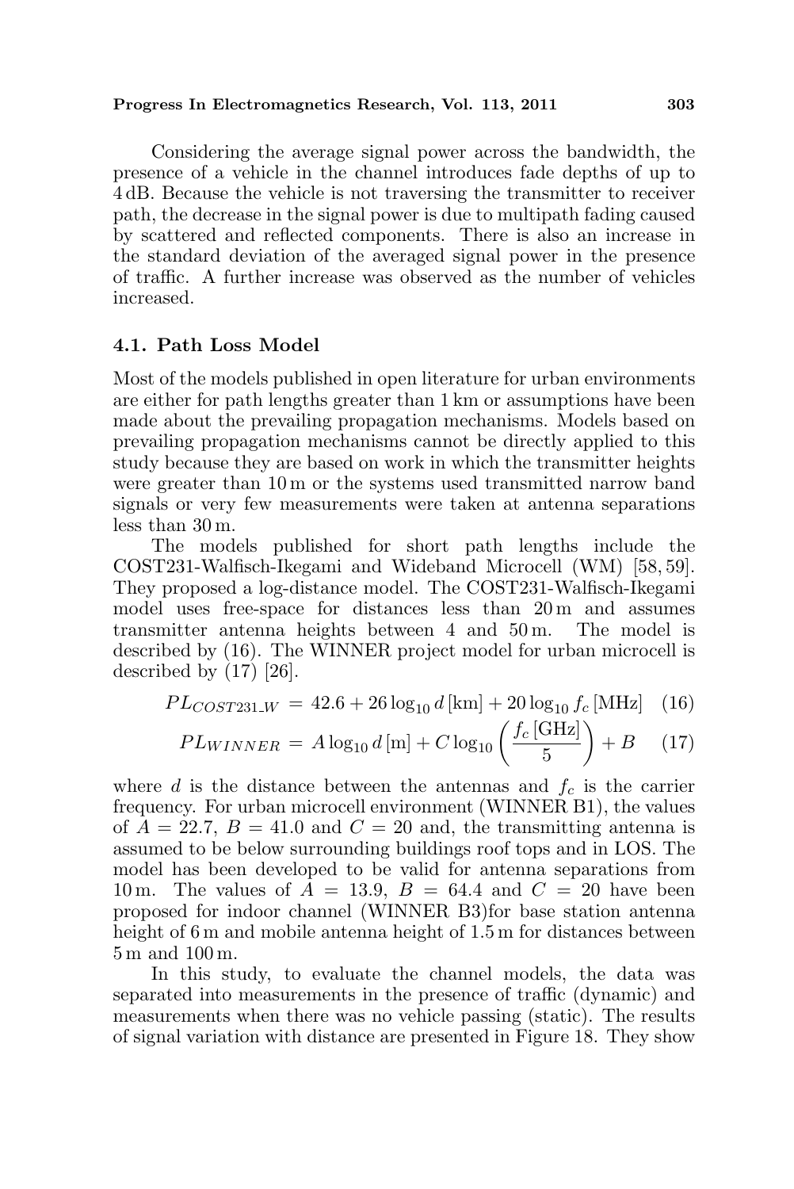Considering the average signal power across the bandwidth, the presence of a vehicle in the channel introduces fade depths of up to 4 dB. Because the vehicle is not traversing the transmitter to receiver path, the decrease in the signal power is due to multipath fading caused by scattered and reflected components. There is also an increase in the standard deviation of the averaged signal power in the presence of traffic. A further increase was observed as the number of vehicles increased.

### 4.1. Path Loss Model

Most of the models published in open literature for urban environments are either for path lengths greater than 1 km or assumptions have been made about the prevailing propagation mechanisms. Models based on prevailing propagation mechanisms cannot be directly applied to this study because they are based on work in which the transmitter heights were greater than 10 m or the systems used transmitted narrow band signals or very few measurements were taken at antenna separations less than 30 m.

The models published for short path lengths include the COST231-Walfisch-Ikegami and Wideband Microcell (WM) [58, 59]. They proposed a log-distance model. The COST231-Walfisch-Ikegami model uses free-space for distances less than 20 m and assumes transmitter antenna heights between 4 and 50 m. The model is described by (16). The WINNER project model for urban microcell is described by (17) [26].

$$PL_{COST231\_W} = 42.6 + 26\log_{10} d\,[\text{km}] + 20\log_{10} f_c\,[\text{MHz}] \quad (16)$$

$$PL_{WINNER} = A\log_{10} d\,[\text{m}] + C\log_{10}\left(\frac{f_c\,[\text{GHz}]}{5}\right) + B \quad (17)$$

where $d$ is the distance between the antennas and $f_c$ is the carrier frequency. For urban microcell environment (WINNER B1), the values of $A = 22.7$, $B = 41.0$ and $C = 20$ and, the transmitting antenna is assumed to be below surrounding buildings roof tops and in LOS. The model has been developed to be valid for antenna separations from 10 m. The values of $A = 13.9$, $B = 64.4$ and $C = 20$ have been proposed for indoor channel (WINNER B3)for base station antenna height of 6 m and mobile antenna height of 1.5 m for distances between 5 m and 100 m.

In this study, to evaluate the channel models, the data was separated into measurements in the presence of traffic (dynamic) and measurements when there was no vehicle passing (static). The results of signal variation with distance are presented in Figure 18. They show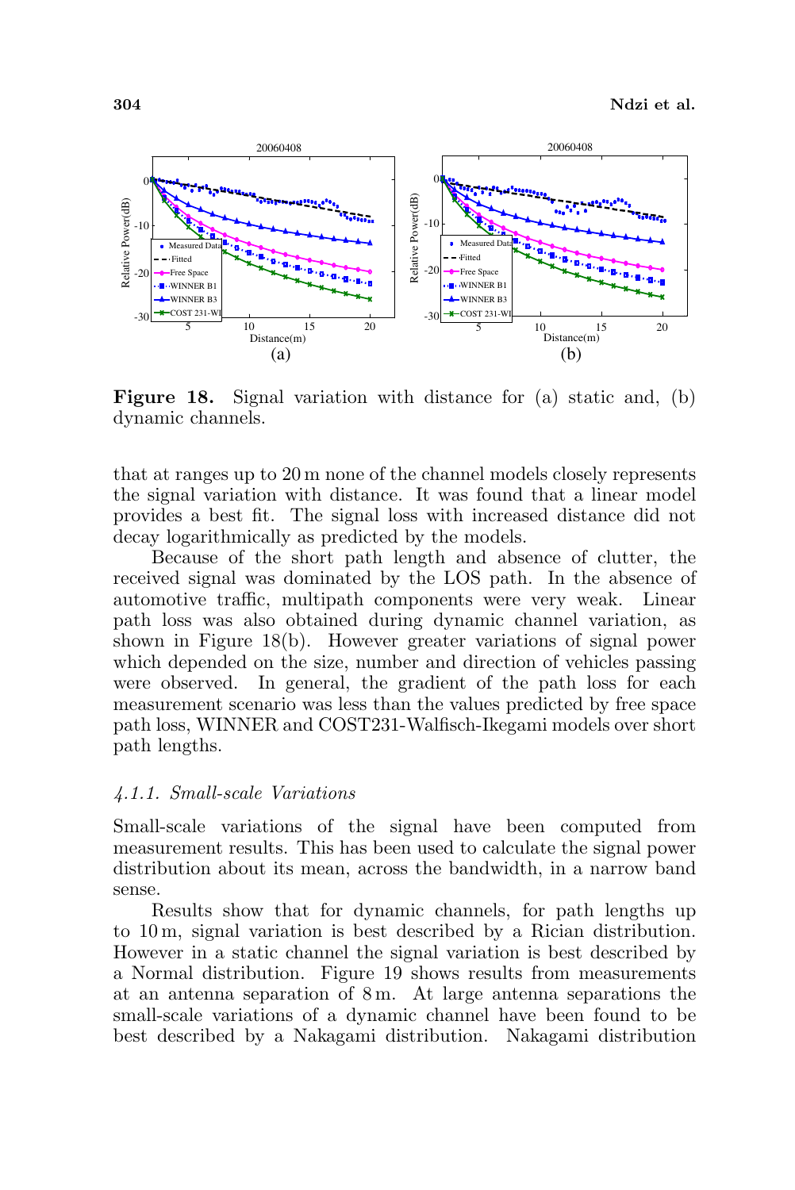Figure 18. Signal variation with distance for (a) static and, (b) dynamic channels.

that at ranges up to 20 m none of the channel models closely represents the signal variation with distance. It was found that a linear model provides a best fit. The signal loss with increased distance did not decay logarithmically as predicted by the models.

Because of the short path length and absence of clutter, the received signal was dominated by the LOS path. In the absence of automotive traffic, multipath components were very weak. Linear path loss was also obtained during dynamic channel variation, as shown in Figure 18(b). However greater variations of signal power which depended on the size, number and direction of vehicles passing were observed. In general, the gradient of the path loss for each measurement scenario was less than the values predicted by free space path loss, WINNER and COST231-Walfisch-Ikegami models over short path lengths.

### *4.1.1. Small-scale Variations*

Small-scale variations of the signal have been computed from measurement results. This has been used to calculate the signal power distribution about its mean, across the bandwidth, in a narrow band sense.

Results show that for dynamic channels, for path lengths up to 10 m, signal variation is best described by a Rician distribution. However in a static channel the signal variation is best described by a Normal distribution. Figure 19 shows results from measurements at an antenna separation of 8 m. At large antenna separations the small-scale variations of a dynamic channel have been found to be best described by a Nakagami distribution. Nakagami distribution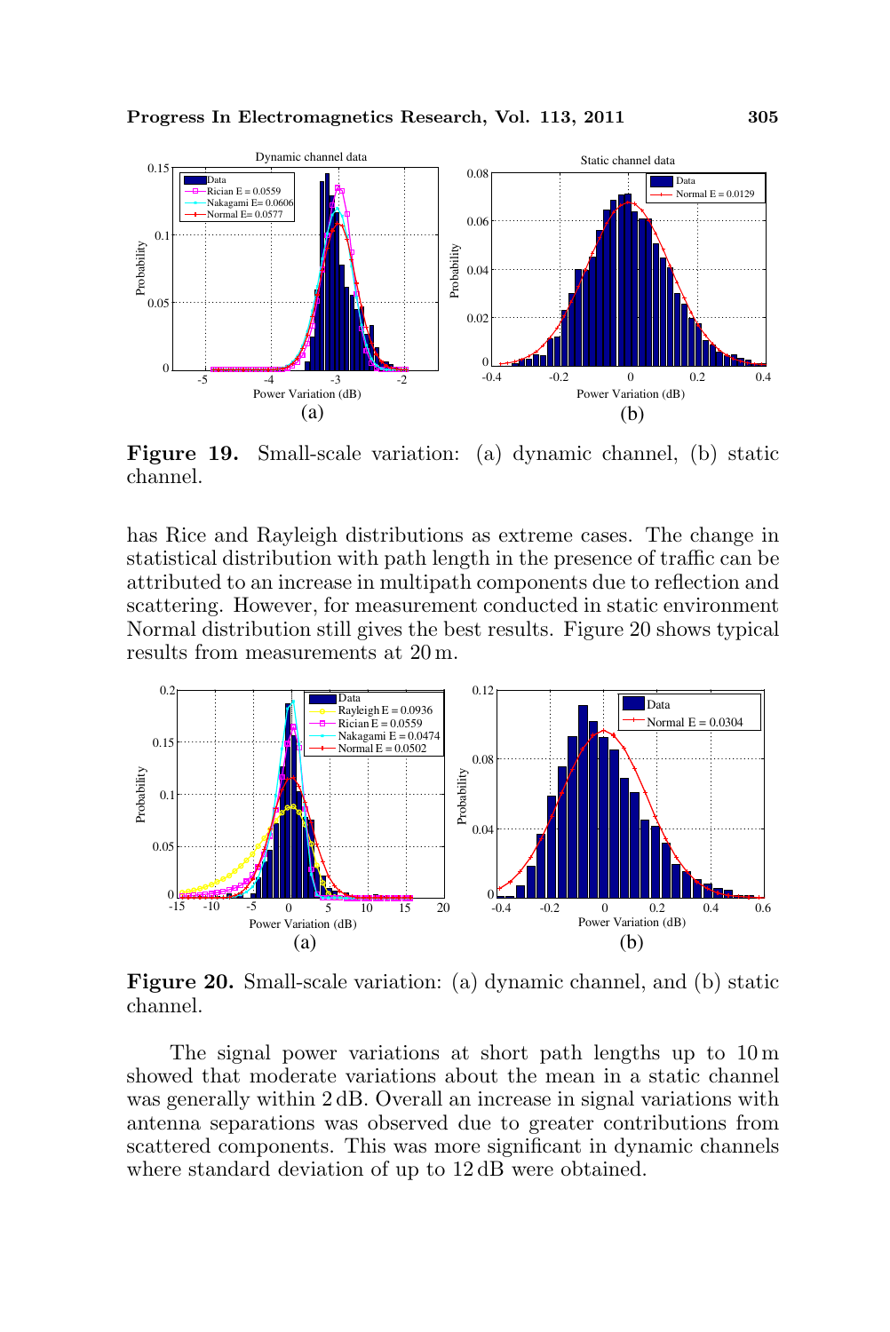**Figure 19.** Small-scale variation: (a) dynamic channel, (b) static channel.

has Rice and Rayleigh distributions as extreme cases. The change in statistical distribution with path length in the presence of traffic can be attributed to an increase in multipath components due to reflection and scattering. However, for measurement conducted in static environment Normal distribution still gives the best results. Figure 20 shows typical results from measurements at 20 m.

**Figure 20.** Small-scale variation: (a) dynamic channel, and (b) static channel.

The signal power variations at short path lengths up to 10 m showed that moderate variations about the mean in a static channel was generally within 2 dB. Overall an increase in signal variations with antenna separations was observed due to greater contributions from scattered components. This was more significant in dynamic channels where standard deviation of up to 12 dB were obtained.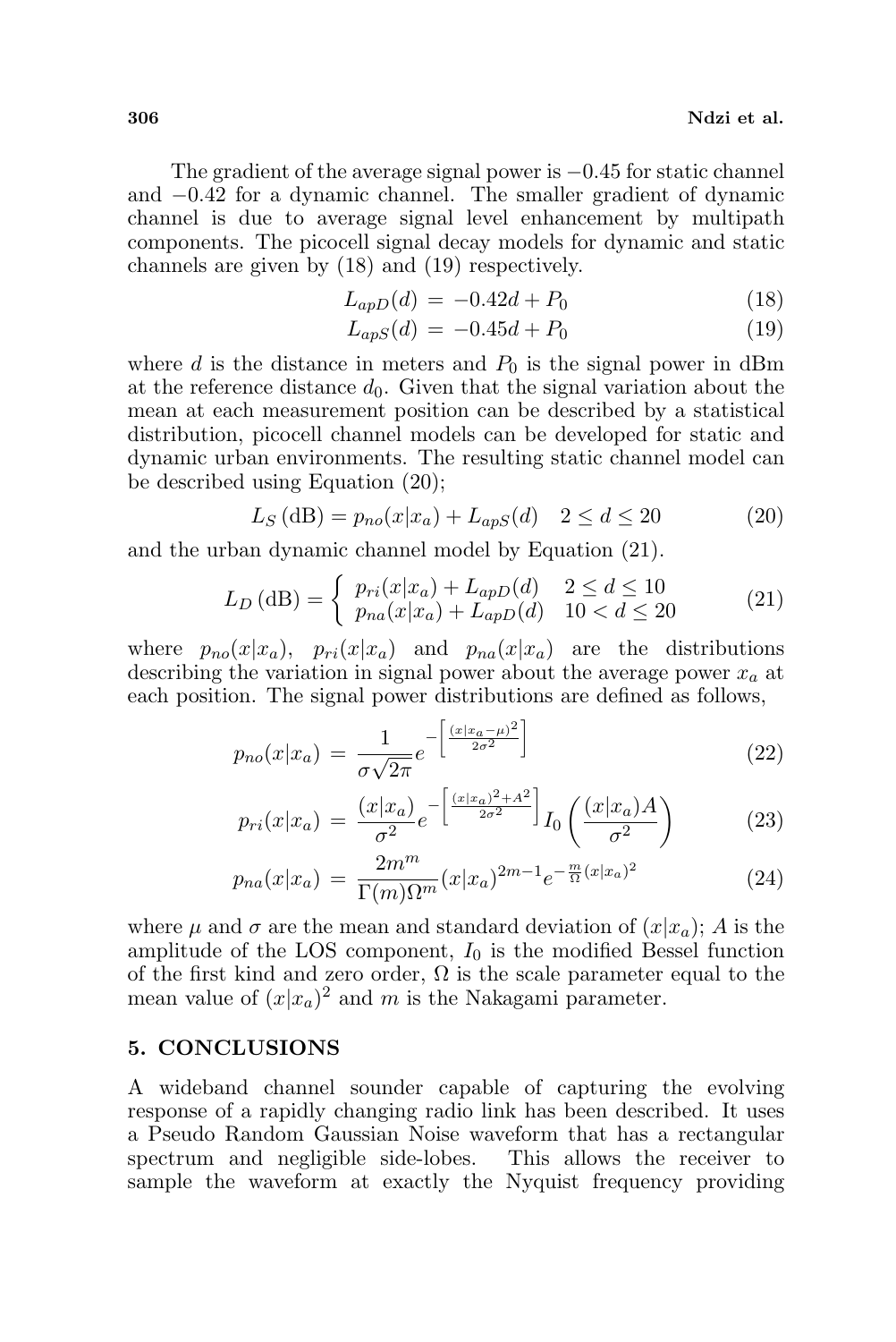The gradient of the average signal power is −0.45 for static channel and −0.42 for a dynamic channel. The smaller gradient of dynamic channel is due to average signal level enhancement by multipath components. The picocell signal decay models for dynamic and static channels are given by (18) and (19) respectively.

$$L_{apD}(d) = -0.42d + P_0 \tag{18}$$

$$L_{apS}(d) = -0.45d + P_0 \tag{19}$$

where $d$ is the distance in meters and $P_0$ is the signal power in dBm at the reference distance $d_0$. Given that the signal variation about the mean at each measurement position can be described by a statistical distribution, picocell channel models can be developed for static and dynamic urban environments. The resulting static channel model can be described using Equation (20);

$$L_S\,(\text{dB}) = p_{no}(x|x_a) + L_{apS}(d) \quad 2 \leq d \leq 20 \tag{20}$$

and the urban dynamic channel model by Equation (21).

$$L_D\,(\text{dB}) = \begin{cases} p_{ri}(x|x_a) + L_{apD}(d) & 2 \leq d \leq 10 \\ p_{na}(x|x_a) + L_{apD}(d) & 10 < d \leq 20 \end{cases} \tag{21}$$

where $p_{no}(x|x_a)$, $p_{ri}(x|x_a)$ and $p_{na}(x|x_a)$ are the distributions describing the variation in signal power about the average power $x_a$ at each position. The signal power distributions are defined as follows,

$$p_{no}(x|x_a) = \frac{1}{\sigma\sqrt{2\pi}} e^{-\left[\frac{(x|x_a-\mu)^2}{2\sigma^2}\right]} \tag{22}$$

$$p_{ri}(x|x_a) = \frac{(x|x_a)}{\sigma^2} e^{-\left[\frac{(x|x_a)^2+A^2}{2\sigma^2}\right]} I_0\left(\frac{(x|x_a)A}{\sigma^2}\right) \tag{23}$$

$$p_{na}(x|x_a) = \frac{2m^m}{\Gamma(m)\Omega^m}(x|x_a)^{2m-1} e^{-\frac{m}{\Omega}(x|x_a)^2} \tag{24}$$

where $\mu$ and $\sigma$ are the mean and standard deviation of $(x|x_a)$; $A$ is the amplitude of the LOS component, $I_0$ is the modified Bessel function of the first kind and zero order, $\Omega$ is the scale parameter equal to the mean value of $(x|x_a)^2$ and $m$ is the Nakagami parameter.

## 5. CONCLUSIONS

A wideband channel sounder capable of capturing the evolving response of a rapidly changing radio link has been described. It uses a Pseudo Random Gaussian Noise waveform that has a rectangular spectrum and negligible side-lobes. This allows the receiver to sample the waveform at exactly the Nyquist frequency providing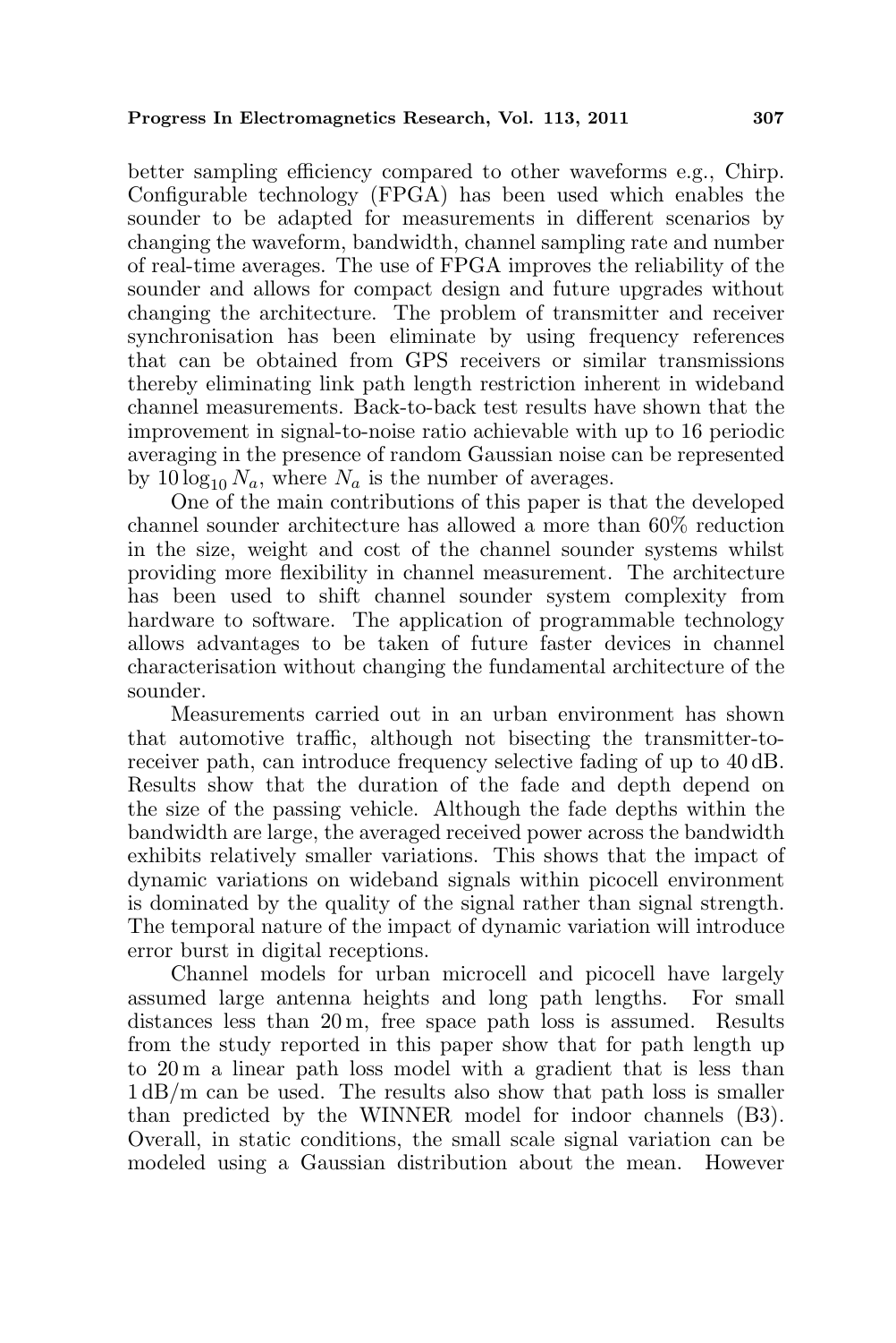better sampling efficiency compared to other waveforms e.g., Chirp. Configurable technology (FPGA) has been used which enables the sounder to be adapted for measurements in different scenarios by changing the waveform, bandwidth, channel sampling rate and number of real-time averages. The use of FPGA improves the reliability of the sounder and allows for compact design and future upgrades without changing the architecture. The problem of transmitter and receiver synchronisation has been eliminate by using frequency references that can be obtained from GPS receivers or similar transmissions thereby eliminating link path length restriction inherent in wideband channel measurements. Back-to-back test results have shown that the improvement in signal-to-noise ratio achievable with up to 16 periodic averaging in the presence of random Gaussian noise can be represented by $10 \log_{10} N_a$, where $N_a$ is the number of averages.

One of the main contributions of this paper is that the developed channel sounder architecture has allowed a more than 60% reduction in the size, weight and cost of the channel sounder systems whilst providing more flexibility in channel measurement. The architecture has been used to shift channel sounder system complexity from hardware to software. The application of programmable technology allows advantages to be taken of future faster devices in channel characterisation without changing the fundamental architecture of the sounder.

Measurements carried out in an urban environment has shown that automotive traffic, although not bisecting the transmitter-to-receiver path, can introduce frequency selective fading of up to 40 dB. Results show that the duration of the fade and depth depend on the size of the passing vehicle. Although the fade depths within the bandwidth are large, the averaged received power across the bandwidth exhibits relatively smaller variations. This shows that the impact of dynamic variations on wideband signals within picocell environment is dominated by the quality of the signal rather than signal strength. The temporal nature of the impact of dynamic variation will introduce error burst in digital receptions.

Channel models for urban microcell and picocell have largely assumed large antenna heights and long path lengths. For small distances less than 20 m, free space path loss is assumed. Results from the study reported in this paper show that for path length up to 20 m a linear path loss model with a gradient that is less than 1 dB/m can be used. The results also show that path loss is smaller than predicted by the WINNER model for indoor channels (B3). Overall, in static conditions, the small scale signal variation can be modeled using a Gaussian distribution about the mean. However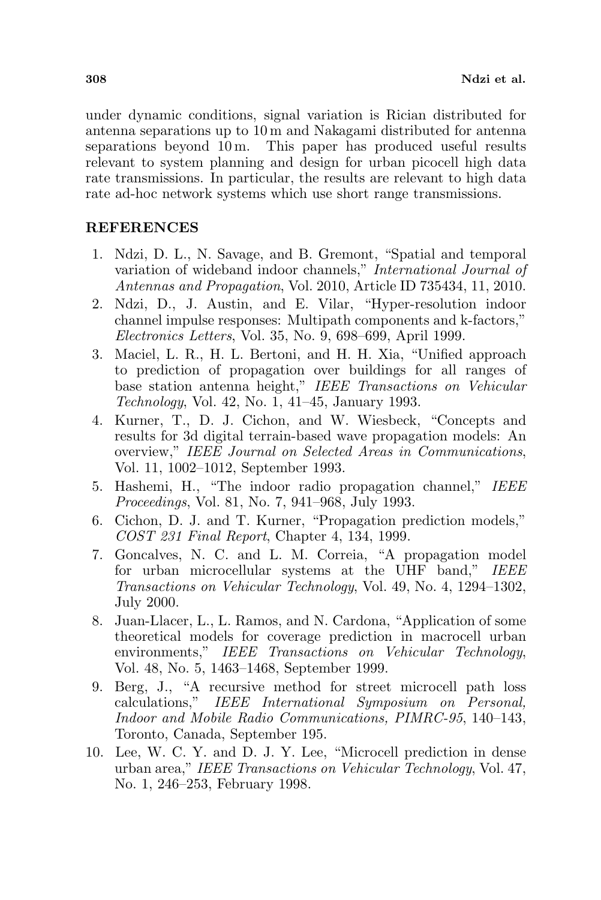under dynamic conditions, signal variation is Rician distributed for antenna separations up to 10 m and Nakagami distributed for antenna separations beyond 10 m. This paper has produced useful results relevant to system planning and design for urban picocell high data rate transmissions. In particular, the results are relevant to high data rate ad-hoc network systems which use short range transmissions.

## REFERENCES

1. Ndzi, D. L., N. Savage, and B. Gremont, "Spatial and temporal variation of wideband indoor channels," *International Journal of Antennas and Propagation*, Vol. 2010, Article ID 735434, 11, 2010.
2. Ndzi, D., J. Austin, and E. Vilar, "Hyper-resolution indoor channel impulse responses: Multipath components and k-factors," *Electronics Letters*, Vol. 35, No. 9, 698–699, April 1999.
3. Maciel, L. R., H. L. Bertoni, and H. H. Xia, "Unified approach to prediction of propagation over buildings for all ranges of base station antenna height," *IEEE Transactions on Vehicular Technology*, Vol. 42, No. 1, 41–45, January 1993.
4. Kurner, T., D. J. Cichon, and W. Wiesbeck, "Concepts and results for 3d digital terrain-based wave propagation models: An overview," *IEEE Journal on Selected Areas in Communications*, Vol. 11, 1002–1012, September 1993.
5. Hashemi, H., "The indoor radio propagation channel," *IEEE Proceedings*, Vol. 81, No. 7, 941–968, July 1993.
6. Cichon, D. J. and T. Kurner, "Propagation prediction models," *COST 231 Final Report*, Chapter 4, 134, 1999.
7. Goncalves, N. C. and L. M. Correia, "A propagation model for urban microcellular systems at the UHF band," *IEEE Transactions on Vehicular Technology*, Vol. 49, No. 4, 1294–1302, July 2000.
8. Juan-Llacer, L., L. Ramos, and N. Cardona, "Application of some theoretical models for coverage prediction in macrocell urban environments," *IEEE Transactions on Vehicular Technology*, Vol. 48, No. 5, 1463–1468, September 1999.
9. Berg, J., "A recursive method for street microcell path loss calculations," *IEEE International Symposium on Personal, Indoor and Mobile Radio Communications, PIMRC-95*, 140–143, Toronto, Canada, September 195.
10. Lee, W. C. Y. and D. J. Y. Lee, "Microcell prediction in dense urban area," *IEEE Transactions on Vehicular Technology*, Vol. 47, No. 1, 246–253, February 1998.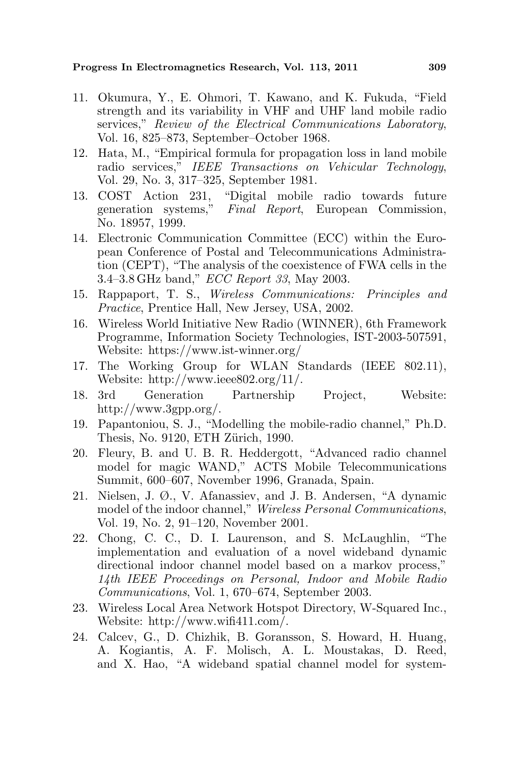11. Okumura, Y., E. Ohmori, T. Kawano, and K. Fukuda, "Field strength and its variability in VHF and UHF land mobile radio services," *Review of the Electrical Communications Laboratory*, Vol. 16, 825–873, September–October 1968.
12. Hata, M., "Empirical formula for propagation loss in land mobile radio services," *IEEE Transactions on Vehicular Technology*, Vol. 29, No. 3, 317–325, September 1981.
13. COST Action 231, "Digital mobile radio towards future generation systems," *Final Report*, European Commission, No. 18957, 1999.
14. Electronic Communication Committee (ECC) within the European Conference of Postal and Telecommunications Administration (CEPT), "The analysis of the coexistence of FWA cells in the 3.4–3.8 GHz band," *ECC Report 33*, May 2003.
15. Rappaport, T. S., *Wireless Communications: Principles and Practice*, Prentice Hall, New Jersey, USA, 2002.
16. Wireless World Initiative New Radio (WINNER), 6th Framework Programme, Information Society Technologies, IST-2003-507591, Website: https://www.ist-winner.org/
17. The Working Group for WLAN Standards (IEEE 802.11), Website: http://www.ieee802.org/11/.
18. 3rd Generation Partnership Project, Website: http://www.3gpp.org/.
19. Papantoniou, S. J., "Modelling the mobile-radio channel," Ph.D. Thesis, No. 9120, ETH Zürich, 1990.
20. Fleury, B. and U. B. R. Heddergott, "Advanced radio channel model for magic WAND," ACTS Mobile Telecommunications Summit, 600–607, November 1996, Granada, Spain.
21. Nielsen, J. Ø., V. Afanassiev, and J. B. Andersen, "A dynamic model of the indoor channel," *Wireless Personal Communications*, Vol. 19, No. 2, 91–120, November 2001.
22. Chong, C. C., D. I. Laurenson, and S. McLaughlin, "The implementation and evaluation of a novel wideband dynamic directional indoor channel model based on a markov process," *14th IEEE Proceedings on Personal, Indoor and Mobile Radio Communications*, Vol. 1, 670–674, September 2003.
23. Wireless Local Area Network Hotspot Directory, W-Squared Inc., Website: http://www.wifi411.com/.
24. Calcev, G., D. Chizhik, B. Goransson, S. Howard, H. Huang, A. Kogiantis, A. F. Molisch, A. L. Moustakas, D. Reed, and X. Hao, "A wideband spatial channel model for system-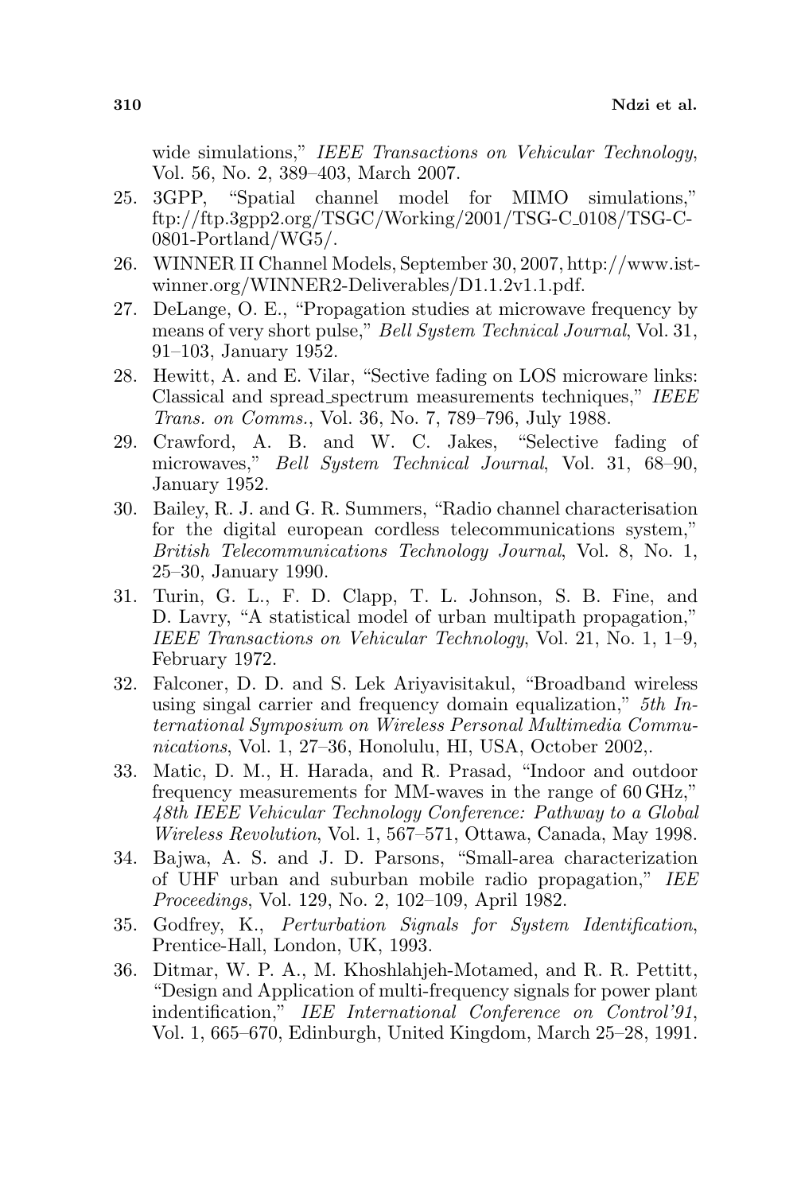wide simulations," *IEEE Transactions on Vehicular Technology*, Vol. 56, No. 2, 389–403, March 2007.

25. 3GPP, "Spatial channel model for MIMO simulations," ftp://ftp.3gpp2.org/TSGC/Working/2001/TSG-C_0108/TSG-C-0801-Portland/WG5/.
26. WINNER II Channel Models, September 30, 2007, http://www.ist-winner.org/WINNER2-Deliverables/D1.1.2v1.1.pdf.
27. DeLange, O. E., "Propagation studies at microwave frequency by means of very short pulse," *Bell System Technical Journal*, Vol. 31, 91–103, January 1952.
28. Hewitt, A. and E. Vilar, "Sective fading on LOS microware links: Classical and spread_spectrum measurements techniques," *IEEE Trans. on Comms.*, Vol. 36, No. 7, 789–796, July 1988.
29. Crawford, A. B. and W. C. Jakes, "Selective fading of microwaves," *Bell System Technical Journal*, Vol. 31, 68–90, January 1952.
30. Bailey, R. J. and G. R. Summers, "Radio channel characterisation for the digital european cordless telecommunications system," *British Telecommunications Technology Journal*, Vol. 8, No. 1, 25–30, January 1990.
31. Turin, G. L., F. D. Clapp, T. L. Johnson, S. B. Fine, and D. Lavry, "A statistical model of urban multipath propagation," *IEEE Transactions on Vehicular Technology*, Vol. 21, No. 1, 1–9, February 1972.
32. Falconer, D. D. and S. Lek Ariyavisitakul, "Broadband wireless using singal carrier and frequency domain equalization," *5th International Symposium on Wireless Personal Multimedia Communications*, Vol. 1, 27–36, Honolulu, HI, USA, October 2002,.
33. Matic, D. M., H. Harada, and R. Prasad, "Indoor and outdoor frequency measurements for MM-waves in the range of 60 GHz," *48th IEEE Vehicular Technology Conference: Pathway to a Global Wireless Revolution*, Vol. 1, 567–571, Ottawa, Canada, May 1998.
34. Bajwa, A. S. and J. D. Parsons, "Small-area characterization of UHF urban and suburban mobile radio propagation," *IEE Proceedings*, Vol. 129, No. 2, 102–109, April 1982.
35. Godfrey, K., *Perturbation Signals for System Identification*, Prentice-Hall, London, UK, 1993.
36. Ditmar, W. P. A., M. Khoshlahjeh-Motamed, and R. R. Pettitt, "Design and Application of multi-frequency signals for power plant indentification," *IEE International Conference on Control'91*, Vol. 1, 665–670, Edinburgh, United Kingdom, March 25–28, 1991.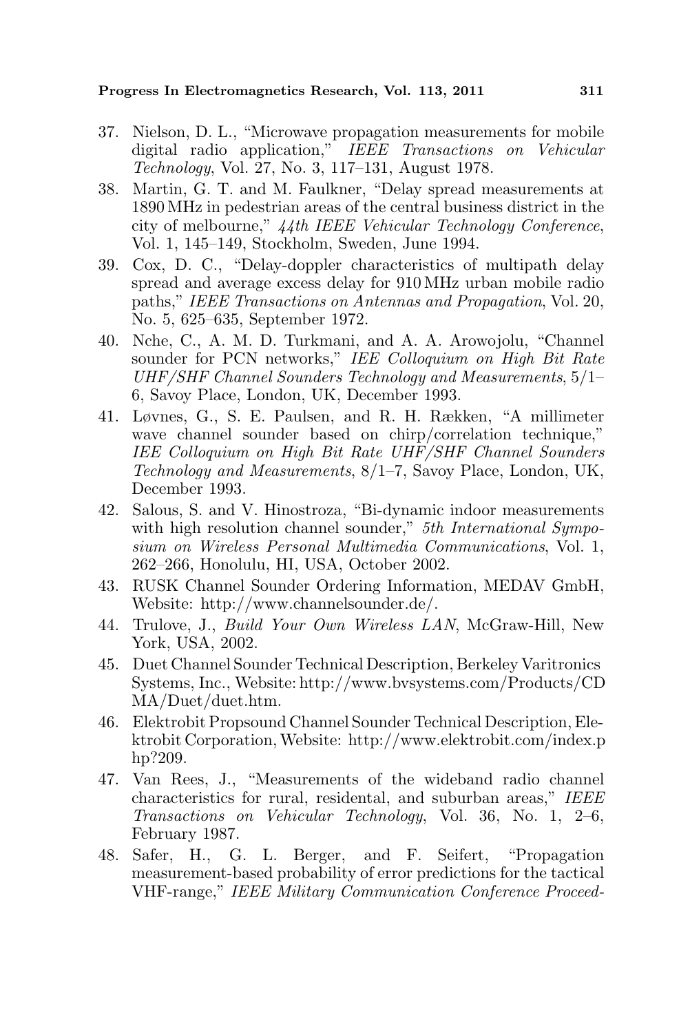37. Nielson, D. L., "Microwave propagation measurements for mobile digital radio application," *IEEE Transactions on Vehicular Technology*, Vol. 27, No. 3, 117–131, August 1978.
38. Martin, G. T. and M. Faulkner, "Delay spread measurements at 1890 MHz in pedestrian areas of the central business district in the city of melbourne," *44th IEEE Vehicular Technology Conference*, Vol. 1, 145–149, Stockholm, Sweden, June 1994.
39. Cox, D. C., "Delay-doppler characteristics of multipath delay spread and average excess delay for 910 MHz urban mobile radio paths," *IEEE Transactions on Antennas and Propagation*, Vol. 20, No. 5, 625–635, September 1972.
40. Nche, C., A. M. D. Turkmani, and A. A. Arowojolu, "Channel sounder for PCN networks," *IEE Colloquium on High Bit Rate UHF/SHF Channel Sounders Technology and Measurements*, 5/1–6, Savoy Place, London, UK, December 1993.
41. Løvnes, G., S. E. Paulsen, and R. H. Rækken, "A millimeter wave channel sounder based on chirp/correlation technique," *IEE Colloquium on High Bit Rate UHF/SHF Channel Sounders Technology and Measurements*, 8/1–7, Savoy Place, London, UK, December 1993.
42. Salous, S. and V. Hinostroza, "Bi-dynamic indoor measurements with high resolution channel sounder," *5th International Symposium on Wireless Personal Multimedia Communications*, Vol. 1, 262–266, Honolulu, HI, USA, October 2002.
43. RUSK Channel Sounder Ordering Information, MEDAV GmbH, Website: http://www.channelsounder.de/.
44. Trulove, J., *Build Your Own Wireless LAN*, McGraw-Hill, New York, USA, 2002.
45. Duet Channel Sounder Technical Description, Berkeley Varitronics Systems, Inc., Website: http://www.bvsystems.com/Products/CDMA/Duet/duet.htm.
46. Elektrobit Propsound Channel Sounder Technical Description, Elektrobit Corporation, Website: http://www.elektrobit.com/index.php?209.
47. Van Rees, J., "Measurements of the wideband radio channel characteristics for rural, residental, and suburban areas," *IEEE Transactions on Vehicular Technology*, Vol. 36, No. 1, 2–6, February 1987.
48. Safer, H., G. L. Berger, and F. Seifert, "Propagation measurement-based probability of error predictions for the tactical VHF-range," *IEEE Military Communication Conference Proceed-*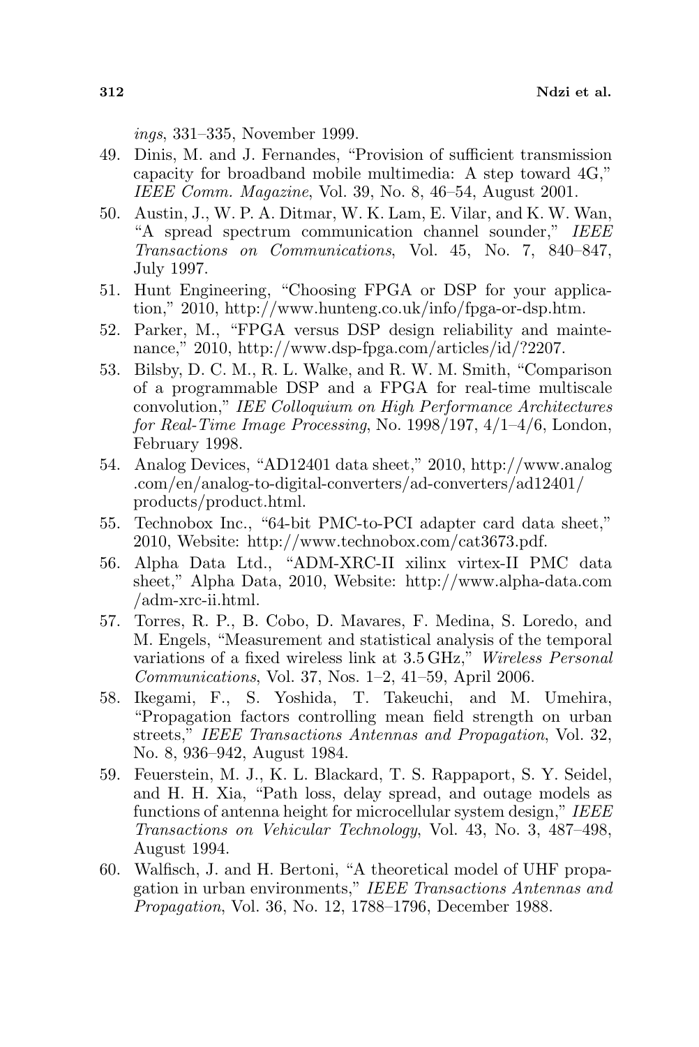*ings*, 331–335, November 1999.

49. Dinis, M. and J. Fernandes, "Provision of sufficient transmission capacity for broadband mobile multimedia: A step toward 4G," *IEEE Comm. Magazine*, Vol. 39, No. 8, 46–54, August 2001.
50. Austin, J., W. P. A. Ditmar, W. K. Lam, E. Vilar, and K. W. Wan, "A spread spectrum communication channel sounder," *IEEE Transactions on Communications*, Vol. 45, No. 7, 840–847, July 1997.
51. Hunt Engineering, "Choosing FPGA or DSP for your application," 2010, http://www.hunteng.co.uk/info/fpga-or-dsp.htm.
52. Parker, M., "FPGA versus DSP design reliability and maintenance," 2010, http://www.dsp-fpga.com/articles/id/?2207.
53. Bilsby, D. C. M., R. L. Walke, and R. W. M. Smith, "Comparison of a programmable DSP and a FPGA for real-time multiscale convolution," *IEE Colloquium on High Performance Architectures for Real-Time Image Processing*, No. 1998/197, 4/1–4/6, London, February 1998.
54. Analog Devices, "AD12401 data sheet," 2010, http://www.analog.com/en/analog-to-digital-converters/ad-converters/ad12401/products/product.html.
55. Technobox Inc., "64-bit PMC-to-PCI adapter card data sheet," 2010, Website: http://www.technobox.com/cat3673.pdf.
56. Alpha Data Ltd., "ADM-XRC-II xilinx virtex-II PMC data sheet," Alpha Data, 2010, Website: http://www.alpha-data.com/adm-xrc-ii.html.
57. Torres, R. P., B. Cobo, D. Mavares, F. Medina, S. Loredo, and M. Engels, "Measurement and statistical analysis of the temporal variations of a fixed wireless link at 3.5 GHz," *Wireless Personal Communications*, Vol. 37, Nos. 1–2, 41–59, April 2006.
58. Ikegami, F., S. Yoshida, T. Takeuchi, and M. Umehira, "Propagation factors controlling mean field strength on urban streets," *IEEE Transactions Antennas and Propagation*, Vol. 32, No. 8, 936–942, August 1984.
59. Feuerstein, M. J., K. L. Blackard, T. S. Rappaport, S. Y. Seidel, and H. H. Xia, "Path loss, delay spread, and outage models as functions of antenna height for microcellular system design," *IEEE Transactions on Vehicular Technology*, Vol. 43, No. 3, 487–498, August 1994.
60. Walfisch, J. and H. Bertoni, "A theoretical model of UHF propagation in urban environments," *IEEE Transactions Antennas and Propagation*, Vol. 36, No. 12, 1788–1796, December 1988.